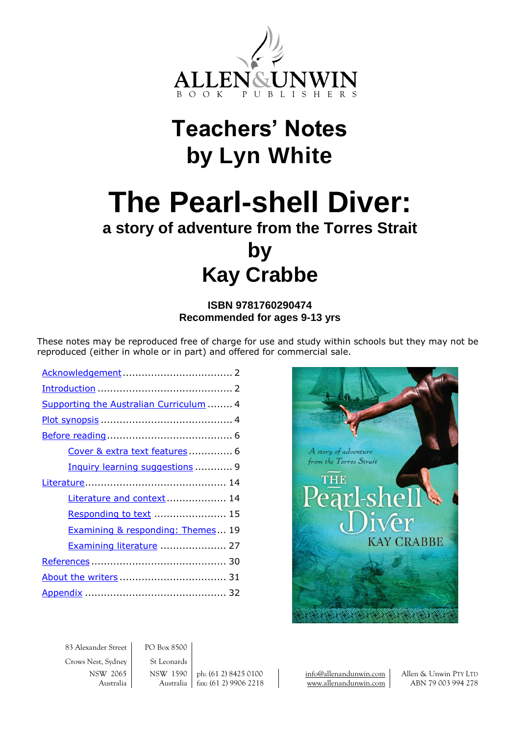ALLEN&UNWIN
BOOK PUBLISHERS

# Teachers' Notes by Lyn White

# The Pearl-shell Diver:

## a story of adventure from the Torres Strait

## by
## Kay Crabbe

**ISBN 9781760290474**
**Recommended for ages 9-13 yrs**

These notes may be reproduced free of charge for use and study within schools but they may not be reproduced (either in whole or in part) and offered for commercial sale.

- Acknowledgement .................................. 2
- Introduction .......................................... 2
- Supporting the Australian Curriculum ........ 4
- Plot synopsis .......................................... 4
- Before reading ........................................ 6
  - Cover & extra text features .............. 6
  - Inquiry learning suggestions ............ 9
- Literature ............................................. 14
  - Literature and context ................... 14
  - Responding to text ....................... 15
  - Examining & responding: Themes ... 19
  - Examining literature ..................... 27
- References ........................................... 30
- About the writers .................................. 31
- Appendix ............................................. 32

| | | | | |
|---|---|---|---|---|
| 83 Alexander Street<br>Crows Nest, Sydney<br>NSW 2065<br>Australia | PO Box 8500<br>St Leonards<br>NSW 1590<br>Australia | ph: (61 2) 8425 0100<br>fax: (61 2) 9906 2218 | info@allenandunwin.com<br>www.allenandunwin.com | Allen & Unwin PTY LTD<br>ABN 79 003 994 278 |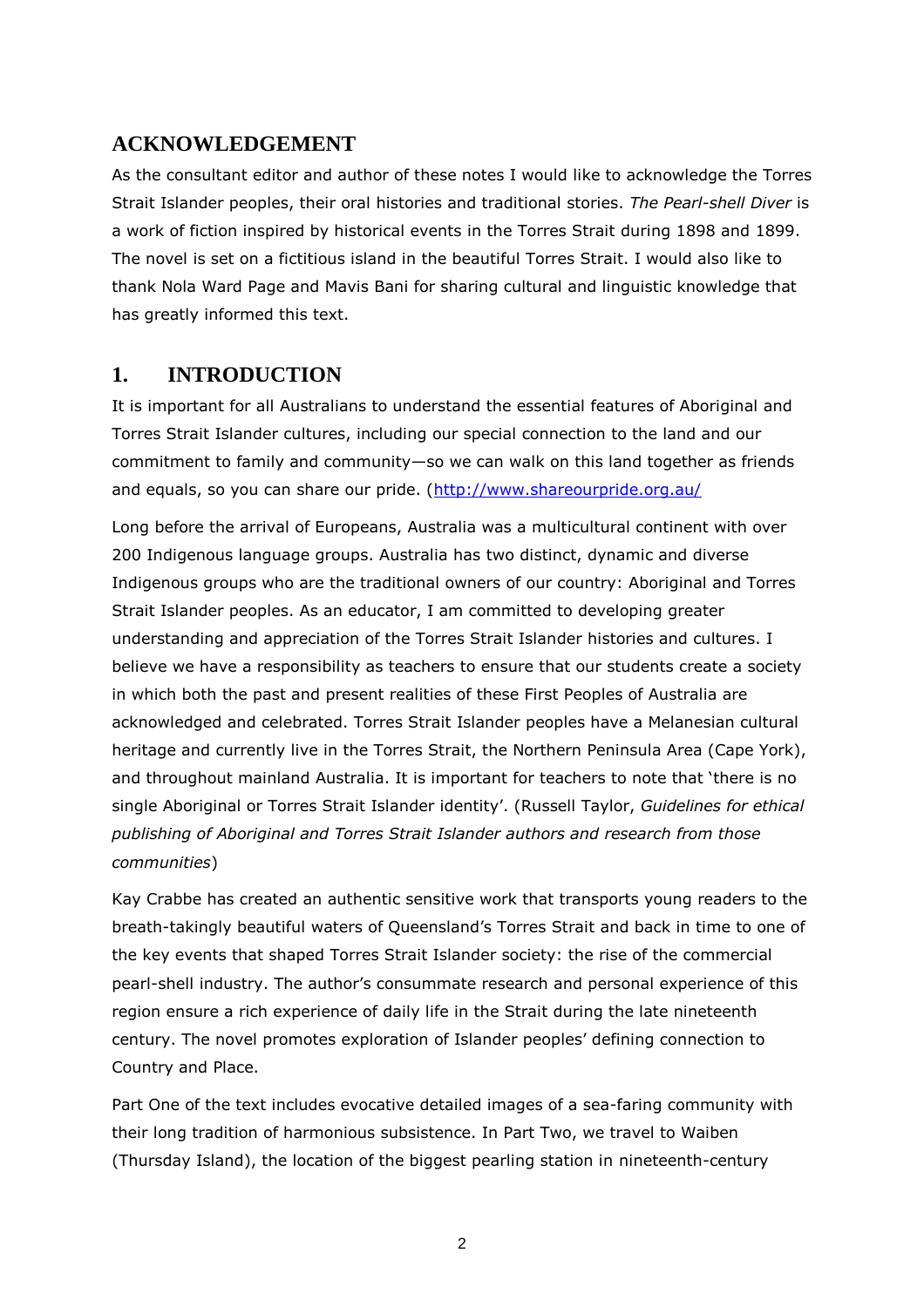## ACKNOWLEDGEMENT

As the consultant editor and author of these notes I would like to acknowledge the Torres Strait Islander peoples, their oral histories and traditional stories. *The Pearl-shell Diver* is a work of fiction inspired by historical events in the Torres Strait during 1898 and 1899. The novel is set on a fictitious island in the beautiful Torres Strait. I would also like to thank Nola Ward Page and Mavis Bani for sharing cultural and linguistic knowledge that has greatly informed this text.

## 1. INTRODUCTION

It is important for all Australians to understand the essential features of Aboriginal and Torres Strait Islander cultures, including our special connection to the land and our commitment to family and community—so we can walk on this land together as friends and equals, so you can share our pride. (http://www.shareourpride.org.au/

Long before the arrival of Europeans, Australia was a multicultural continent with over 200 Indigenous language groups. Australia has two distinct, dynamic and diverse Indigenous groups who are the traditional owners of our country: Aboriginal and Torres Strait Islander peoples. As an educator, I am committed to developing greater understanding and appreciation of the Torres Strait Islander histories and cultures. I believe we have a responsibility as teachers to ensure that our students create a society in which both the past and present realities of these First Peoples of Australia are acknowledged and celebrated. Torres Strait Islander peoples have a Melanesian cultural heritage and currently live in the Torres Strait, the Northern Peninsula Area (Cape York), and throughout mainland Australia. It is important for teachers to note that 'there is no single Aboriginal or Torres Strait Islander identity'. (Russell Taylor, *Guidelines for ethical publishing of Aboriginal and Torres Strait Islander authors and research from those communities*)

Kay Crabbe has created an authentic sensitive work that transports young readers to the breath-takingly beautiful waters of Queensland's Torres Strait and back in time to one of the key events that shaped Torres Strait Islander society: the rise of the commercial pearl-shell industry. The author's consummate research and personal experience of this region ensure a rich experience of daily life in the Strait during the late nineteenth century. The novel promotes exploration of Islander peoples' defining connection to Country and Place.

Part One of the text includes evocative detailed images of a sea-faring community with their long tradition of harmonious subsistence. In Part Two, we travel to Waiben (Thursday Island), the location of the biggest pearling station in nineteenth-century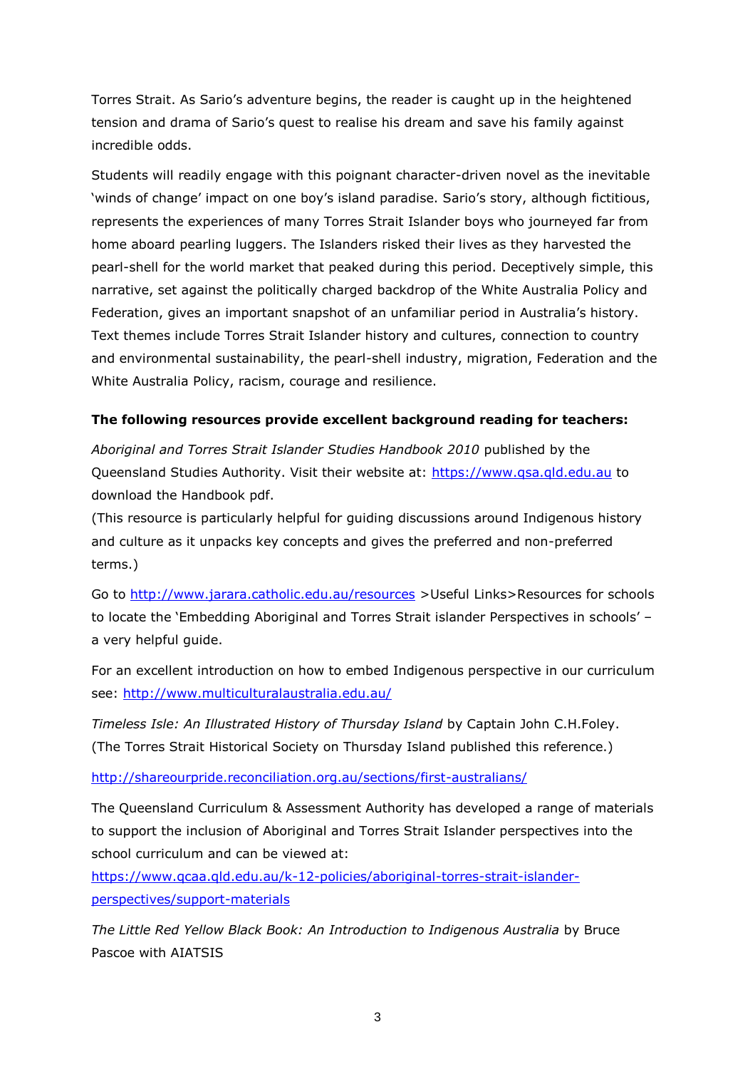Torres Strait. As Sario's adventure begins, the reader is caught up in the heightened tension and drama of Sario's quest to realise his dream and save his family against incredible odds.

Students will readily engage with this poignant character-driven novel as the inevitable 'winds of change' impact on one boy's island paradise. Sario's story, although fictitious, represents the experiences of many Torres Strait Islander boys who journeyed far from home aboard pearling luggers. The Islanders risked their lives as they harvested the pearl-shell for the world market that peaked during this period. Deceptively simple, this narrative, set against the politically charged backdrop of the White Australia Policy and Federation, gives an important snapshot of an unfamiliar period in Australia's history. Text themes include Torres Strait Islander history and cultures, connection to country and environmental sustainability, the pearl-shell industry, migration, Federation and the White Australia Policy, racism, courage and resilience.

**The following resources provide excellent background reading for teachers:**

*Aboriginal and Torres Strait Islander Studies Handbook 2010* published by the Queensland Studies Authority. Visit their website at: [https://www.qsa.qld.edu.au](https://www.qsa.qld.edu.au) to download the Handbook pdf.
(This resource is particularly helpful for guiding discussions around Indigenous history and culture as it unpacks key concepts and gives the preferred and non-preferred terms.)

Go to [http://www.jarara.catholic.edu.au/resources](http://www.jarara.catholic.edu.au/resources) >Useful Links>Resources for schools to locate the 'Embedding Aboriginal and Torres Strait islander Perspectives in schools' – a very helpful guide.

For an excellent introduction on how to embed Indigenous perspective in our curriculum see: [http://www.multiculturalaustralia.edu.au/](http://www.multiculturalaustralia.edu.au/)

*Timeless Isle: An Illustrated History of Thursday Island* by Captain John C.H.Foley. (The Torres Strait Historical Society on Thursday Island published this reference.)

[http://shareourpride.reconciliation.org.au/sections/first-australians/](http://shareourpride.reconciliation.org.au/sections/first-australians/)

The Queensland Curriculum & Assessment Authority has developed a range of materials to support the inclusion of Aboriginal and Torres Strait Islander perspectives into the school curriculum and can be viewed at:
[https://www.qcaa.qld.edu.au/k-12-policies/aboriginal-torres-strait-islander-perspectives/support-materials](https://www.qcaa.qld.edu.au/k-12-policies/aboriginal-torres-strait-islander-perspectives/support-materials)

*The Little Red Yellow Black Book: An Introduction to Indigenous Australia* by Bruce Pascoe with AIATSIS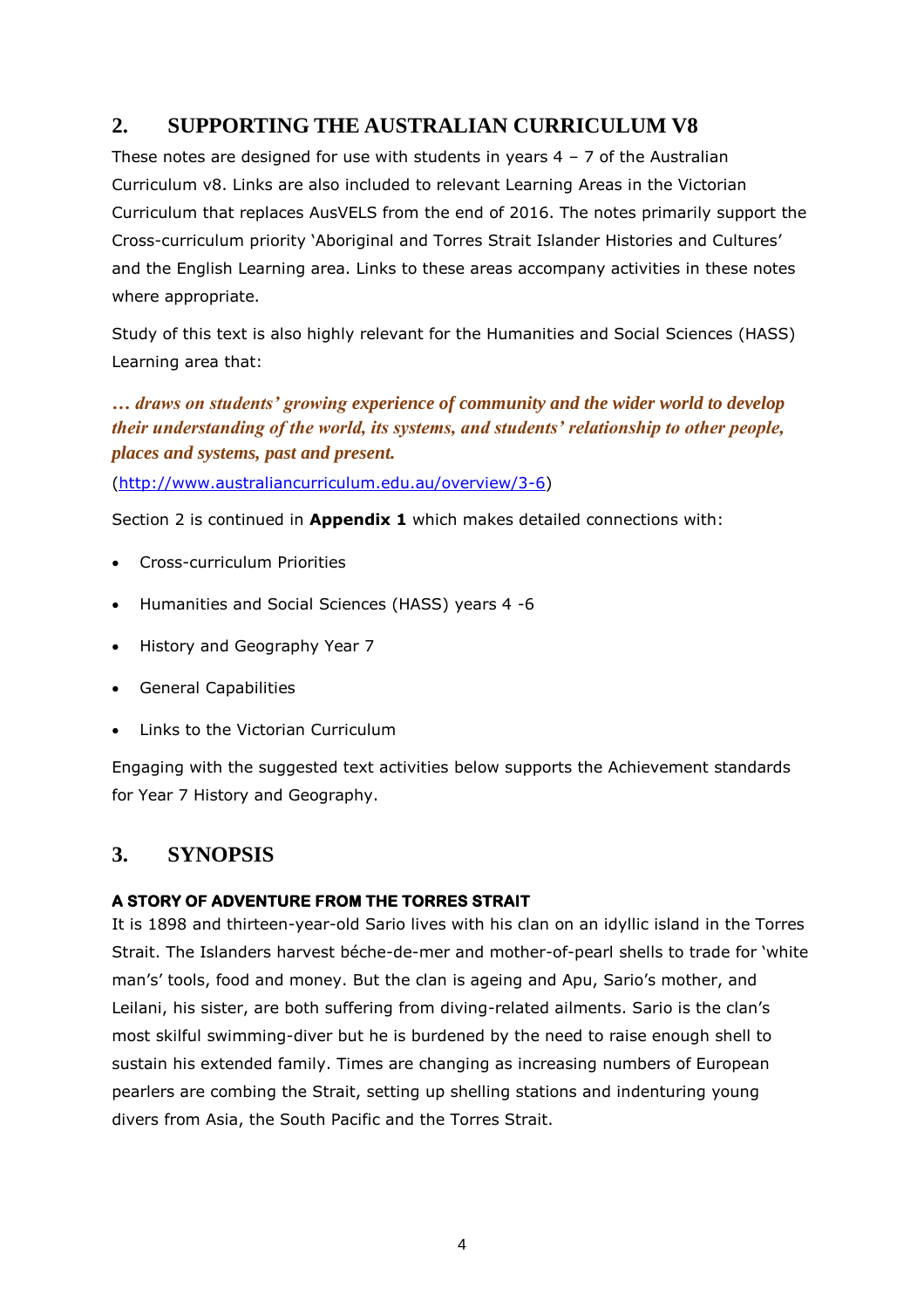## 2. SUPPORTING THE AUSTRALIAN CURRICULUM V8

These notes are designed for use with students in years 4 – 7 of the Australian Curriculum v8. Links are also included to relevant Learning Areas in the Victorian Curriculum that replaces AusVELS from the end of 2016. The notes primarily support the Cross-curriculum priority 'Aboriginal and Torres Strait Islander Histories and Cultures' and the English Learning area. Links to these areas accompany activities in these notes where appropriate.

Study of this text is also highly relevant for the Humanities and Social Sciences (HASS) Learning area that:

***… draws on students' growing experience of community and the wider world to develop their understanding of the world, its systems, and students' relationship to other people, places and systems, past and present.***

(http://www.australiancurriculum.edu.au/overview/3-6)

Section 2 is continued in **Appendix 1** which makes detailed connections with:

- Cross-curriculum Priorities
- Humanities and Social Sciences (HASS) years 4 -6
- History and Geography Year 7
- General Capabilities
- Links to the Victorian Curriculum

Engaging with the suggested text activities below supports the Achievement standards for Year 7 History and Geography.

## 3. SYNOPSIS

**A STORY OF ADVENTURE FROM THE TORRES STRAIT**

It is 1898 and thirteen-year-old Sario lives with his clan on an idyllic island in the Torres Strait. The Islanders harvest béche-de-mer and mother-of-pearl shells to trade for 'white man's' tools, food and money. But the clan is ageing and Apu, Sario's mother, and Leilani, his sister, are both suffering from diving-related ailments. Sario is the clan's most skilful swimming-diver but he is burdened by the need to raise enough shell to sustain his extended family. Times are changing as increasing numbers of European pearlers are combing the Strait, setting up shelling stations and indenturing young divers from Asia, the South Pacific and the Torres Strait.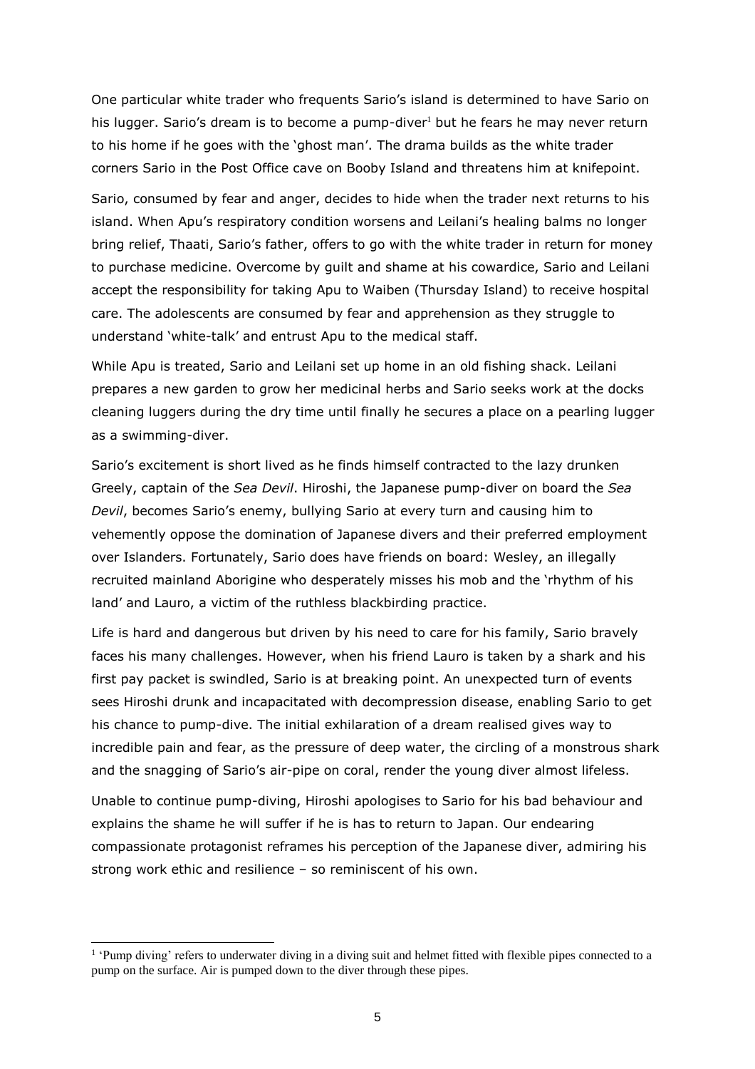One particular white trader who frequents Sario's island is determined to have Sario on his lugger. Sario's dream is to become a pump-diver[1] but he fears he may never return to his home if he goes with the 'ghost man'. The drama builds as the white trader corners Sario in the Post Office cave on Booby Island and threatens him at knifepoint.

Sario, consumed by fear and anger, decides to hide when the trader next returns to his island. When Apu's respiratory condition worsens and Leilani's healing balms no longer bring relief, Thaati, Sario's father, offers to go with the white trader in return for money to purchase medicine. Overcome by guilt and shame at his cowardice, Sario and Leilani accept the responsibility for taking Apu to Waiben (Thursday Island) to receive hospital care. The adolescents are consumed by fear and apprehension as they struggle to understand 'white-talk' and entrust Apu to the medical staff.

While Apu is treated, Sario and Leilani set up home in an old fishing shack. Leilani prepares a new garden to grow her medicinal herbs and Sario seeks work at the docks cleaning luggers during the dry time until finally he secures a place on a pearling lugger as a swimming-diver.

Sario's excitement is short lived as he finds himself contracted to the lazy drunken Greely, captain of the *Sea Devil*. Hiroshi, the Japanese pump-diver on board the *Sea Devil*, becomes Sario's enemy, bullying Sario at every turn and causing him to vehemently oppose the domination of Japanese divers and their preferred employment over Islanders. Fortunately, Sario does have friends on board: Wesley, an illegally recruited mainland Aborigine who desperately misses his mob and the 'rhythm of his land' and Lauro, a victim of the ruthless blackbirding practice.

Life is hard and dangerous but driven by his need to care for his family, Sario bravely faces his many challenges. However, when his friend Lauro is taken by a shark and his first pay packet is swindled, Sario is at breaking point. An unexpected turn of events sees Hiroshi drunk and incapacitated with decompression disease, enabling Sario to get his chance to pump-dive. The initial exhilaration of a dream realised gives way to incredible pain and fear, as the pressure of deep water, the circling of a monstrous shark and the snagging of Sario's air-pipe on coral, render the young diver almost lifeless.

Unable to continue pump-diving, Hiroshi apologises to Sario for his bad behaviour and explains the shame he will suffer if he is has to return to Japan. Our endearing compassionate protagonist reframes his perception of the Japanese diver, admiring his strong work ethic and resilience – so reminiscent of his own.

---

[1] 'Pump diving' refers to underwater diving in a diving suit and helmet fitted with flexible pipes connected to a pump on the surface. Air is pumped down to the diver through these pipes.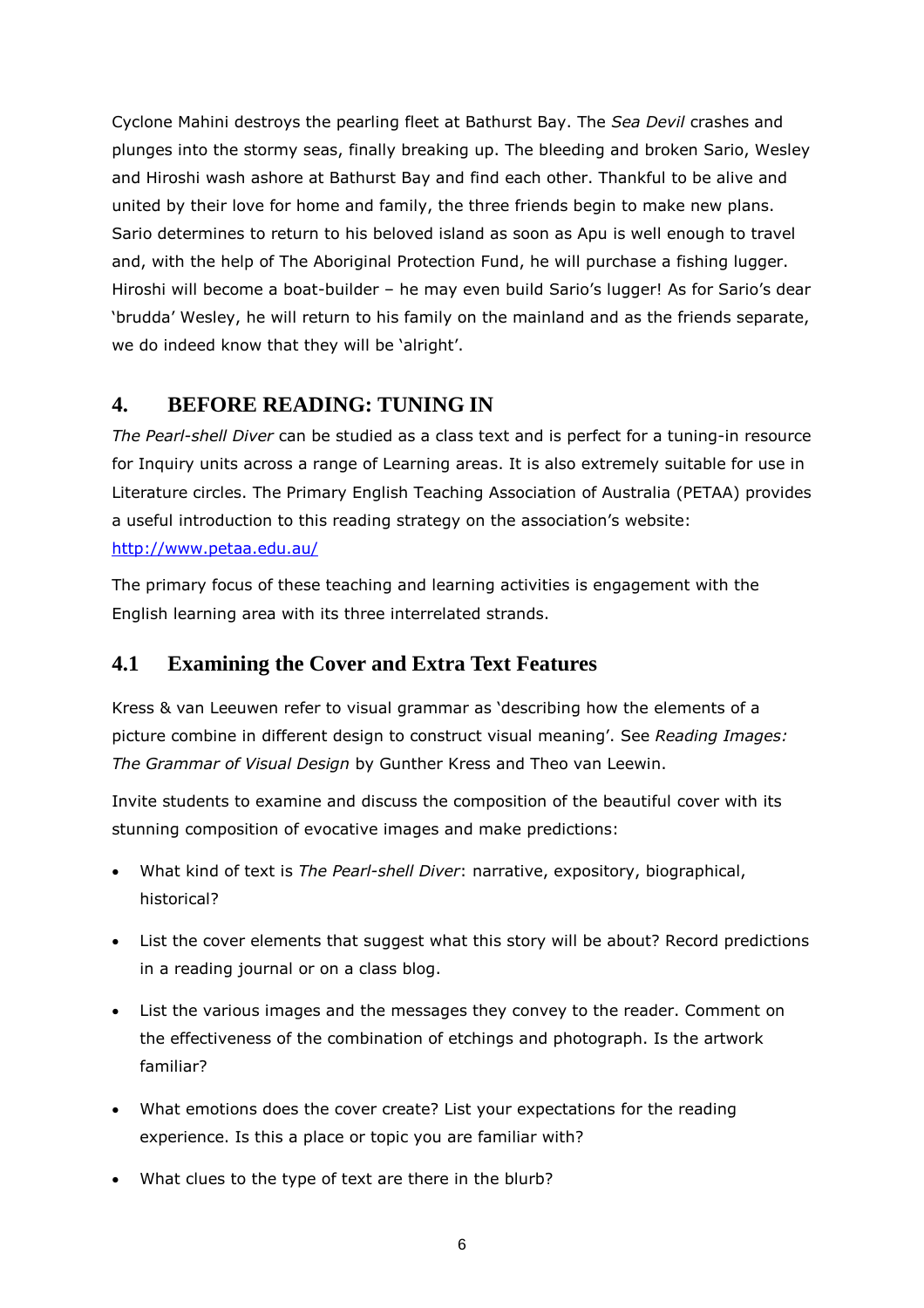Cyclone Mahini destroys the pearling fleet at Bathurst Bay. The *Sea Devil* crashes and plunges into the stormy seas, finally breaking up. The bleeding and broken Sario, Wesley and Hiroshi wash ashore at Bathurst Bay and find each other. Thankful to be alive and united by their love for home and family, the three friends begin to make new plans. Sario determines to return to his beloved island as soon as Apu is well enough to travel and, with the help of The Aboriginal Protection Fund, he will purchase a fishing lugger. Hiroshi will become a boat-builder – he may even build Sario's lugger! As for Sario's dear 'brudda' Wesley, he will return to his family on the mainland and as the friends separate, we do indeed know that they will be 'alright'.

## 4. BEFORE READING: TUNING IN

*The Pearl-shell Diver* can be studied as a class text and is perfect for a tuning-in resource for Inquiry units across a range of Learning areas. It is also extremely suitable for use in Literature circles. The Primary English Teaching Association of Australia (PETAA) provides a useful introduction to this reading strategy on the association's website: http://www.petaa.edu.au/

The primary focus of these teaching and learning activities is engagement with the English learning area with its three interrelated strands.

### 4.1 Examining the Cover and Extra Text Features

Kress & van Leeuwen refer to visual grammar as 'describing how the elements of a picture combine in different design to construct visual meaning'. See *Reading Images: The Grammar of Visual Design* by Gunther Kress and Theo van Leewin.

Invite students to examine and discuss the composition of the beautiful cover with its stunning composition of evocative images and make predictions:

- What kind of text is *The Pearl-shell Diver*: narrative, expository, biographical, historical?
- List the cover elements that suggest what this story will be about? Record predictions in a reading journal or on a class blog.
- List the various images and the messages they convey to the reader. Comment on the effectiveness of the combination of etchings and photograph. Is the artwork familiar?
- What emotions does the cover create? List your expectations for the reading experience. Is this a place or topic you are familiar with?
- What clues to the type of text are there in the blurb?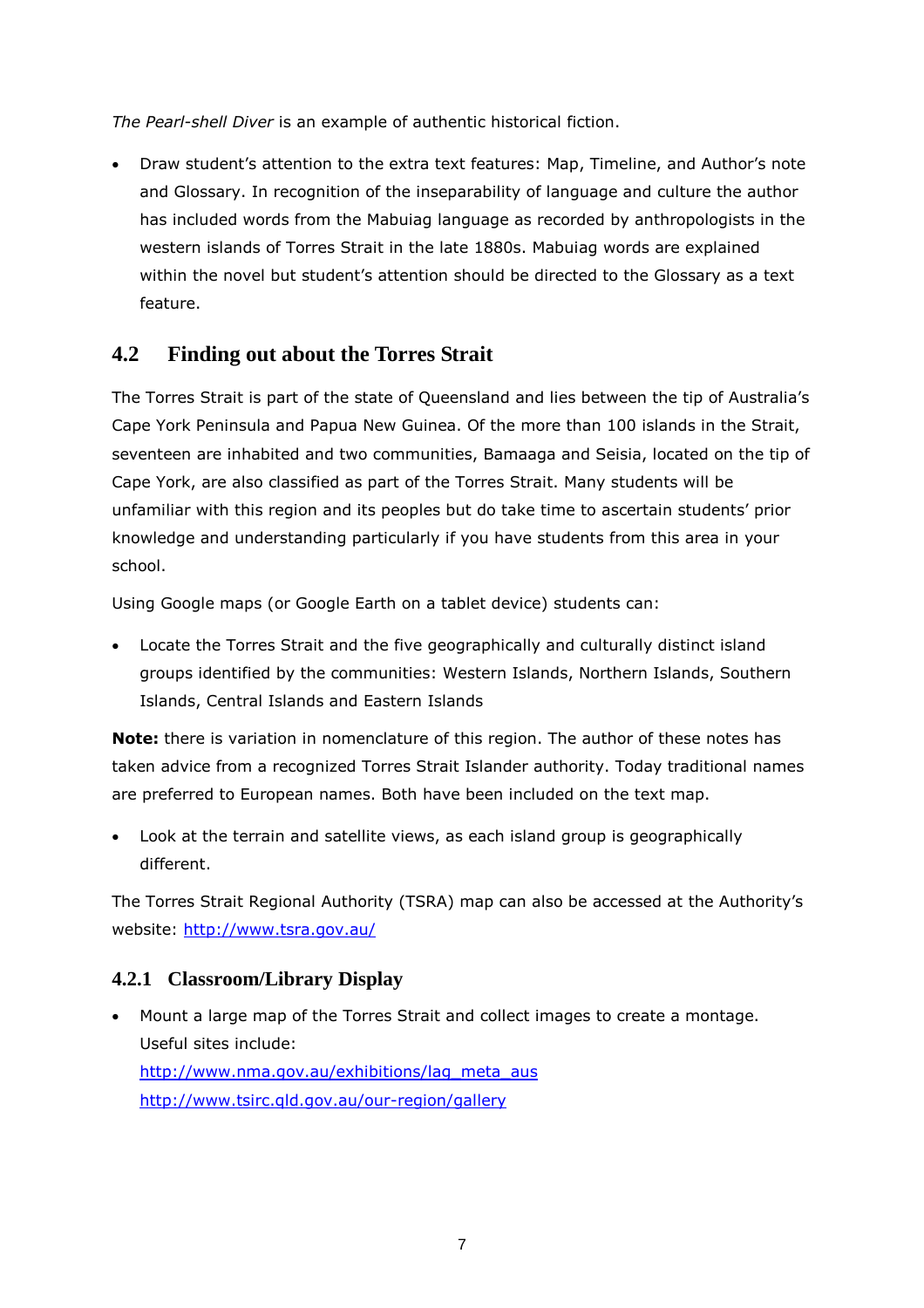*The Pearl-shell Diver* is an example of authentic historical fiction.

- Draw student's attention to the extra text features: Map, Timeline, and Author's note and Glossary. In recognition of the inseparability of language and culture the author has included words from the Mabuiag language as recorded by anthropologists in the western islands of Torres Strait in the late 1880s. Mabuiag words are explained within the novel but student's attention should be directed to the Glossary as a text feature.

## 4.2 Finding out about the Torres Strait

The Torres Strait is part of the state of Queensland and lies between the tip of Australia's Cape York Peninsula and Papua New Guinea. Of the more than 100 islands in the Strait, seventeen are inhabited and two communities, Bamaaga and Seisia, located on the tip of Cape York, are also classified as part of the Torres Strait. Many students will be unfamiliar with this region and its peoples but do take time to ascertain students' prior knowledge and understanding particularly if you have students from this area in your school.

Using Google maps (or Google Earth on a tablet device) students can:

- Locate the Torres Strait and the five geographically and culturally distinct island groups identified by the communities: Western Islands, Northern Islands, Southern Islands, Central Islands and Eastern Islands

**Note:** there is variation in nomenclature of this region. The author of these notes has taken advice from a recognized Torres Strait Islander authority. Today traditional names are preferred to European names. Both have been included on the text map.

- Look at the terrain and satellite views, as each island group is geographically different.

The Torres Strait Regional Authority (TSRA) map can also be accessed at the Authority's website: http://www.tsra.gov.au/

### 4.2.1 Classroom/Library Display

- Mount a large map of the Torres Strait and collect images to create a montage. Useful sites include:
  http://www.nma.gov.au/exhibitions/lag_meta_aus
  http://www.tsirc.qld.gov.au/our-region/gallery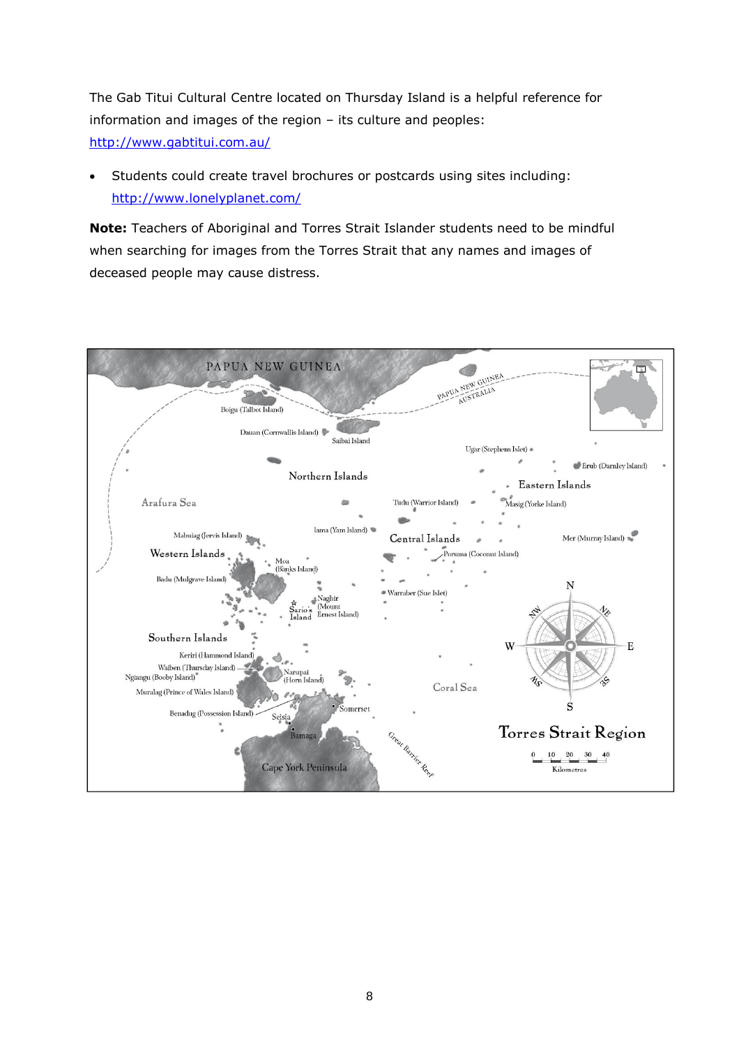The Gab Titui Cultural Centre located on Thursday Island is a helpful reference for information and images of the region – its culture and peoples: http://www.gabtitui.com.au/

- Students could create travel brochures or postcards using sites including: http://www.lonelyplanet.com/

**Note:** Teachers of Aboriginal and Torres Strait Islander students need to be mindful when searching for images from the Torres Strait that any names and images of deceased people may cause distress.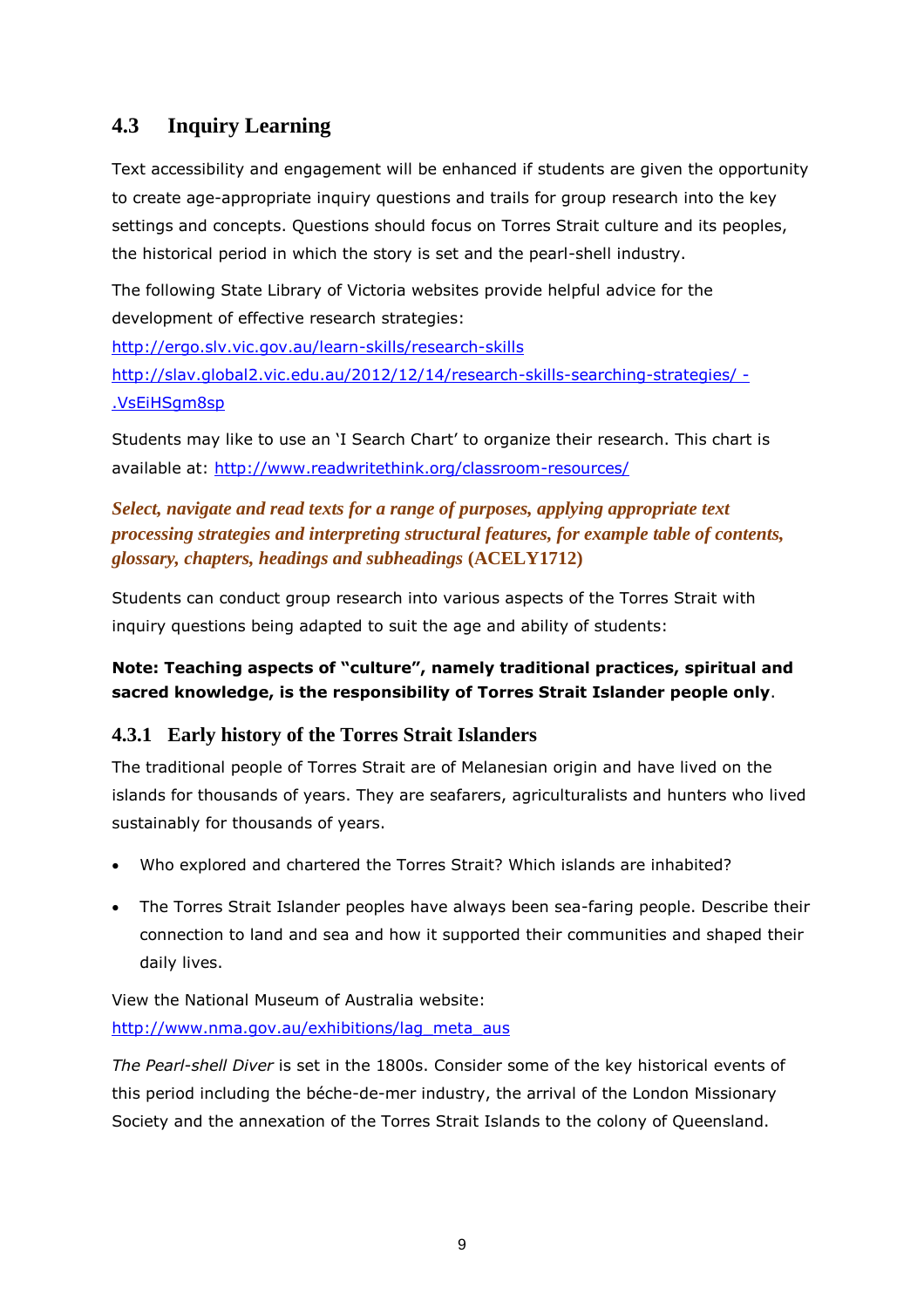## 4.3 Inquiry Learning

Text accessibility and engagement will be enhanced if students are given the opportunity to create age-appropriate inquiry questions and trails for group research into the key settings and concepts. Questions should focus on Torres Strait culture and its peoples, the historical period in which the story is set and the pearl-shell industry.

The following State Library of Victoria websites provide helpful advice for the development of effective research strategies:
http://ergo.slv.vic.gov.au/learn-skills/research-skills
http://slav.global2.vic.edu.au/2012/12/14/research-skills-searching-strategies/ - .VsEiHSgm8sp

Students may like to use an 'I Search Chart' to organize their research. This chart is available at: http://www.readwritethink.org/classroom-resources/

***Select, navigate and read texts for a range of purposes, applying appropriate text processing strategies and interpreting structural features, for example table of contents, glossary, chapters, headings and subheadings* (ACELY1712)**

Students can conduct group research into various aspects of the Torres Strait with inquiry questions being adapted to suit the age and ability of students:

**Note: Teaching aspects of "culture", namely traditional practices, spiritual and sacred knowledge, is the responsibility of Torres Strait Islander people only**.

### 4.3.1 Early history of the Torres Strait Islanders

The traditional people of Torres Strait are of Melanesian origin and have lived on the islands for thousands of years. They are seafarers, agriculturalists and hunters who lived sustainably for thousands of years.

- Who explored and chartered the Torres Strait? Which islands are inhabited?
- The Torres Strait Islander peoples have always been sea-faring people. Describe their connection to land and sea and how it supported their communities and shaped their daily lives.

View the National Museum of Australia website:
http://www.nma.gov.au/exhibitions/lag_meta_aus

*The Pearl-shell Diver* is set in the 1800s. Consider some of the key historical events of this period including the béche-de-mer industry, the arrival of the London Missionary Society and the annexation of the Torres Strait Islands to the colony of Queensland.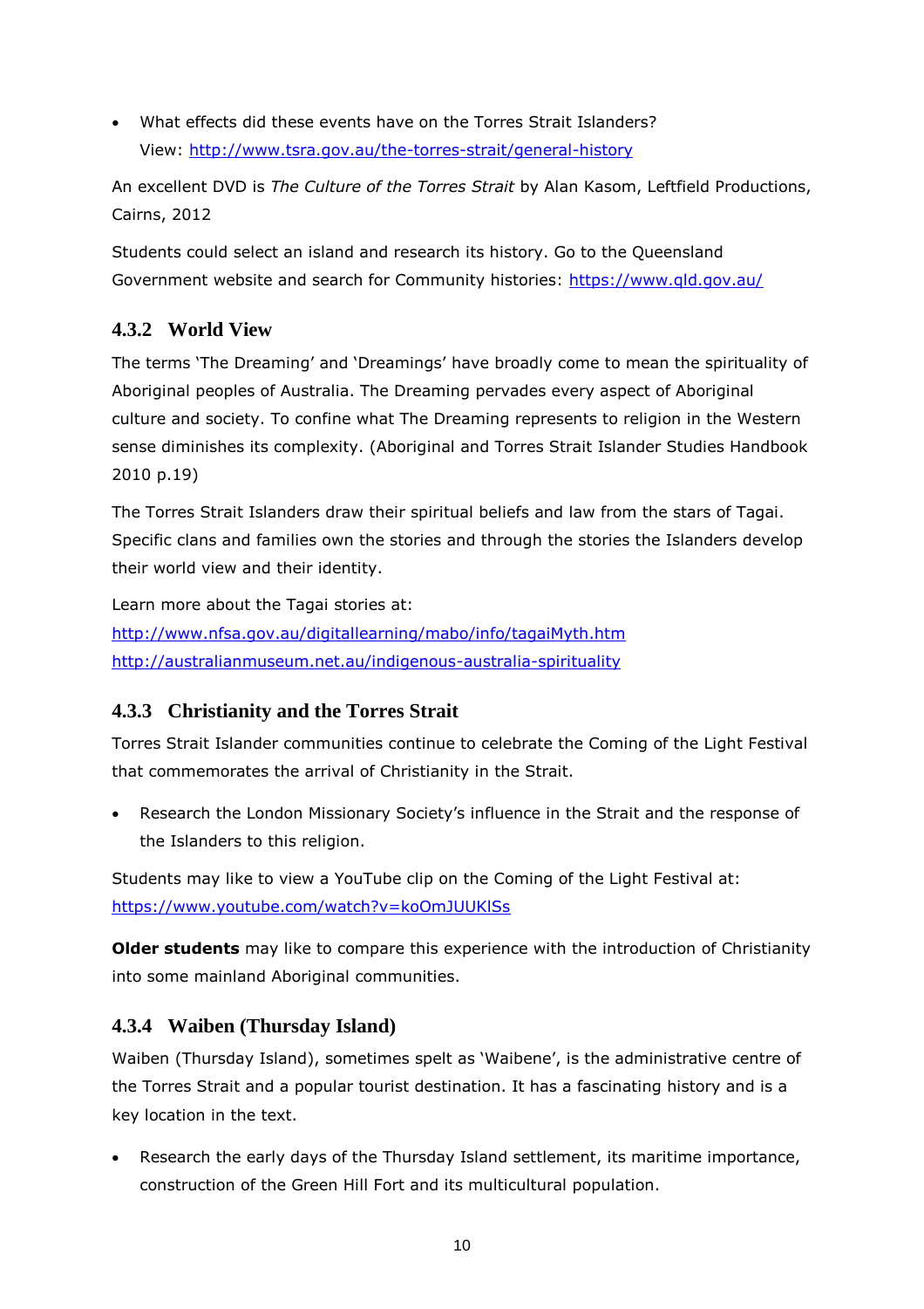- What effects did these events have on the Torres Strait Islanders?
  View: http://www.tsra.gov.au/the-torres-strait/general-history

An excellent DVD is *The Culture of the Torres Strait* by Alan Kasom, Leftfield Productions, Cairns, 2012

Students could select an island and research its history. Go to the Queensland Government website and search for Community histories: https://www.qld.gov.au/

### 4.3.2 World View

The terms 'The Dreaming' and 'Dreamings' have broadly come to mean the spirituality of Aboriginal peoples of Australia. The Dreaming pervades every aspect of Aboriginal culture and society. To confine what The Dreaming represents to religion in the Western sense diminishes its complexity. (Aboriginal and Torres Strait Islander Studies Handbook 2010 p.19)

The Torres Strait Islanders draw their spiritual beliefs and law from the stars of Tagai. Specific clans and families own the stories and through the stories the Islanders develop their world view and their identity.

Learn more about the Tagai stories at:
http://www.nfsa.gov.au/digitallearning/mabo/info/tagaiMyth.htm
http://australianmuseum.net.au/indigenous-australia-spirituality

### 4.3.3 Christianity and the Torres Strait

Torres Strait Islander communities continue to celebrate the Coming of the Light Festival that commemorates the arrival of Christianity in the Strait.

- Research the London Missionary Society's influence in the Strait and the response of the Islanders to this religion.

Students may like to view a YouTube clip on the Coming of the Light Festival at:
https://www.youtube.com/watch?v=koOmJUUKlSs

**Older students** may like to compare this experience with the introduction of Christianity into some mainland Aboriginal communities.

### 4.3.4 Waiben (Thursday Island)

Waiben (Thursday Island), sometimes spelt as 'Waibene', is the administrative centre of the Torres Strait and a popular tourist destination. It has a fascinating history and is a key location in the text.

- Research the early days of the Thursday Island settlement, its maritime importance, construction of the Green Hill Fort and its multicultural population.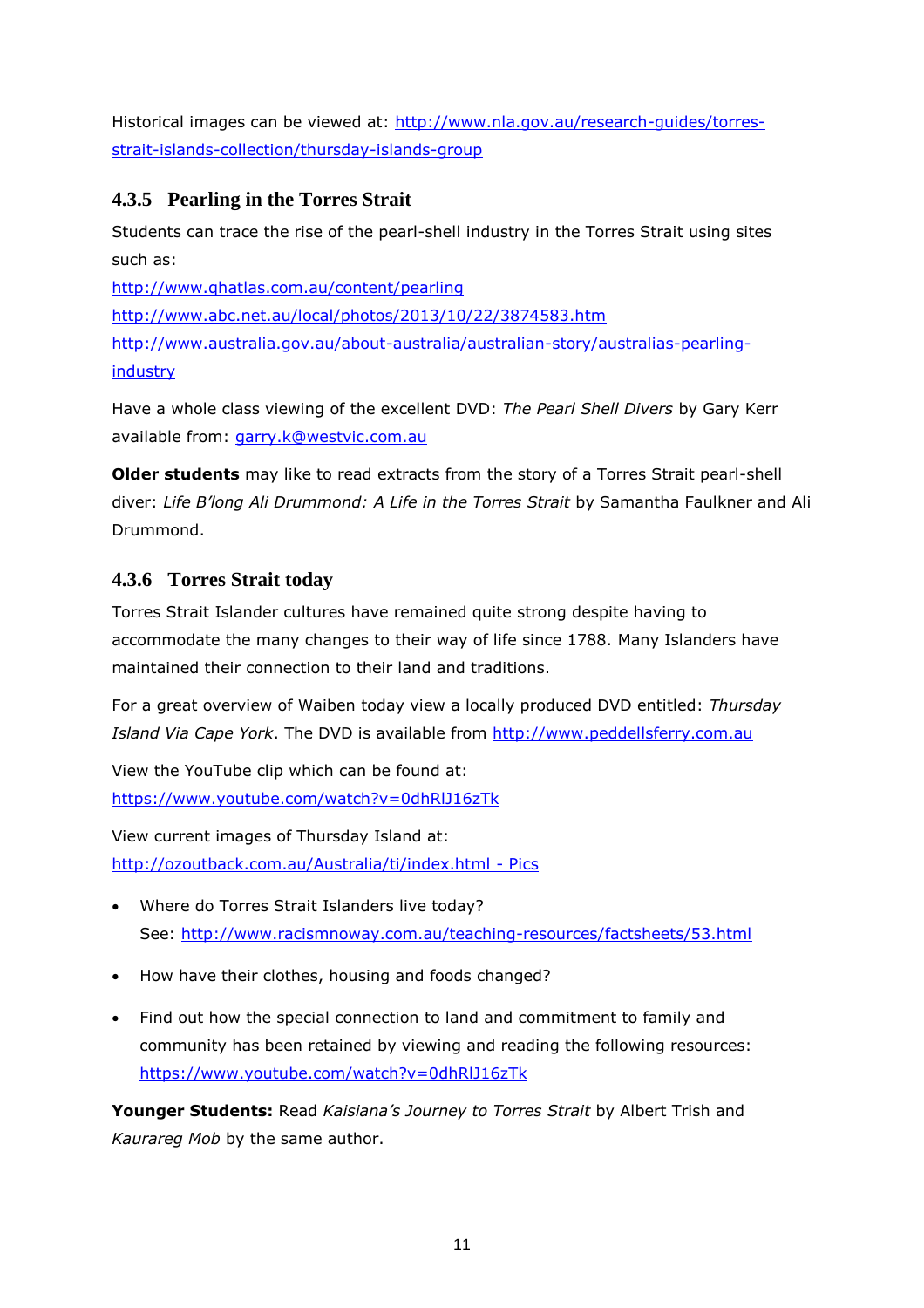Historical images can be viewed at: http://www.nla.gov.au/research-guides/torres-strait-islands-collection/thursday-islands-group

### 4.3.5 Pearling in the Torres Strait

Students can trace the rise of the pearl-shell industry in the Torres Strait using sites such as:

http://www.qhatlas.com.au/content/pearling
http://www.abc.net.au/local/photos/2013/10/22/3874583.htm
http://www.australia.gov.au/about-australia/australian-story/australias-pearling-industry

Have a whole class viewing of the excellent DVD: *The Pearl Shell Divers* by Gary Kerr available from: garry.k@westvic.com.au

**Older students** may like to read extracts from the story of a Torres Strait pearl-shell diver: *Life B'long Ali Drummond: A Life in the Torres Strait* by Samantha Faulkner and Ali Drummond.

### 4.3.6 Torres Strait today

Torres Strait Islander cultures have remained quite strong despite having to accommodate the many changes to their way of life since 1788. Many Islanders have maintained their connection to their land and traditions.

For a great overview of Waiben today view a locally produced DVD entitled: *Thursday Island Via Cape York*. The DVD is available from http://www.peddellsferry.com.au

View the YouTube clip which can be found at:
https://www.youtube.com/watch?v=0dhRlJ16zTk

View current images of Thursday Island at:
http://ozoutback.com.au/Australia/ti/index.html - Pics

- Where do Torres Strait Islanders live today?
  See: http://www.racismnoway.com.au/teaching-resources/factsheets/53.html
- How have their clothes, housing and foods changed?
- Find out how the special connection to land and commitment to family and community has been retained by viewing and reading the following resources: https://www.youtube.com/watch?v=0dhRlJ16zTk

**Younger Students:** Read *Kaisiana's Journey to Torres Strait* by Albert Trish and *Kaurareg Mob* by the same author.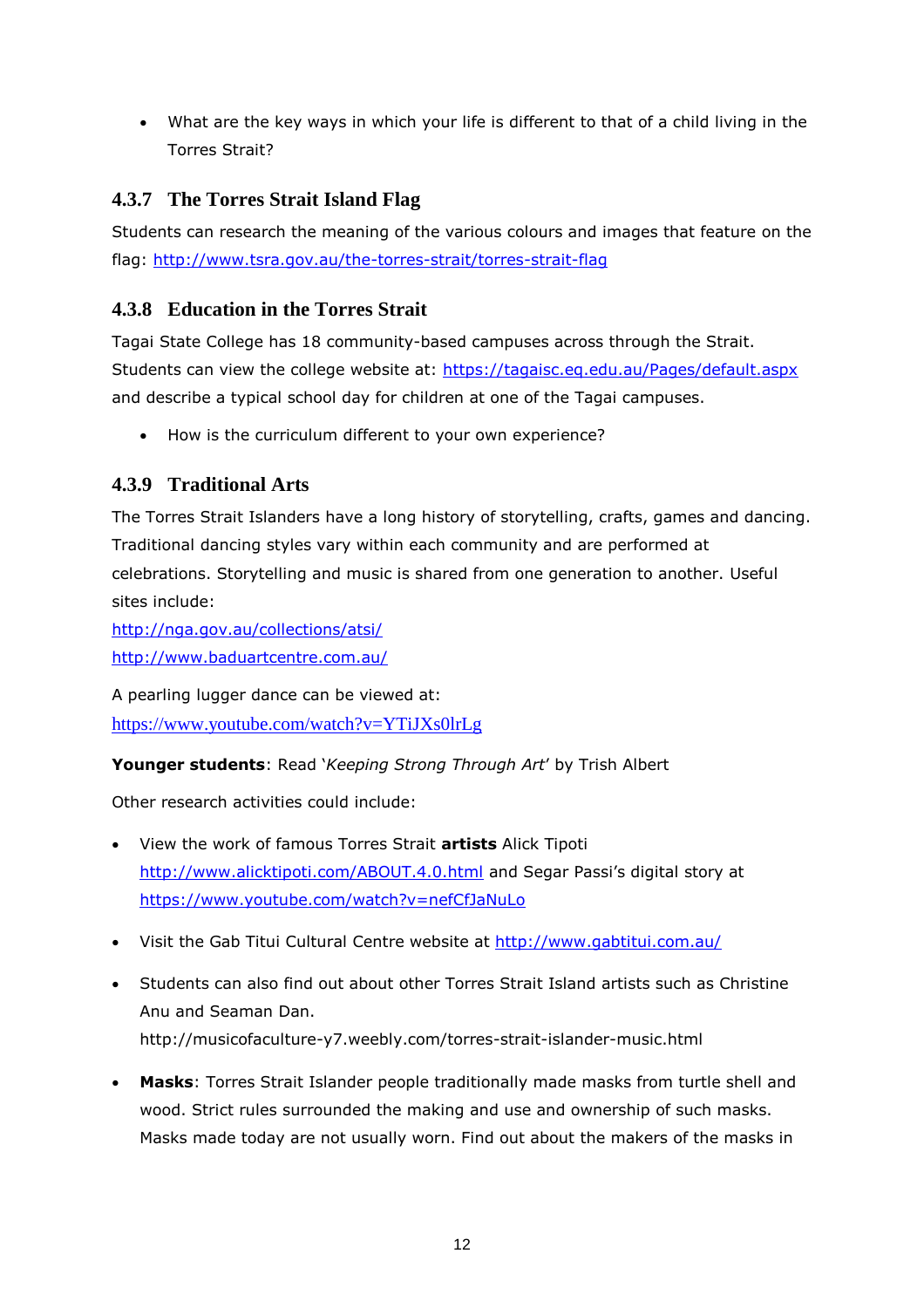- What are the key ways in which your life is different to that of a child living in the Torres Strait?

### 4.3.7 The Torres Strait Island Flag

Students can research the meaning of the various colours and images that feature on the flag: http://www.tsra.gov.au/the-torres-strait/torres-strait-flag

### 4.3.8 Education in the Torres Strait

Tagai State College has 18 community-based campuses across through the Strait. Students can view the college website at: https://tagaisc.eq.edu.au/Pages/default.aspx and describe a typical school day for children at one of the Tagai campuses.

- How is the curriculum different to your own experience?

### 4.3.9 Traditional Arts

The Torres Strait Islanders have a long history of storytelling, crafts, games and dancing. Traditional dancing styles vary within each community and are performed at celebrations. Storytelling and music is shared from one generation to another. Useful sites include:

http://nga.gov.au/collections/atsi/
http://www.baduartcentre.com.au/

A pearling lugger dance can be viewed at:
https://www.youtube.com/watch?v=YTiJXs0lrLg

**Younger students**: Read '*Keeping Strong Through Art*' by Trish Albert

Other research activities could include:

- View the work of famous Torres Strait **artists** Alick Tipoti http://www.alicktipoti.com/ABOUT.4.0.html and Segar Passi's digital story at https://www.youtube.com/watch?v=nefCfJaNuLo
- Visit the Gab Titui Cultural Centre website at http://www.gabtitui.com.au/
- Students can also find out about other Torres Strait Island artists such as Christine Anu and Seaman Dan. http://musicofaculture-y7.weebly.com/torres-strait-islander-music.html
- **Masks**: Torres Strait Islander people traditionally made masks from turtle shell and wood. Strict rules surrounded the making and use and ownership of such masks. Masks made today are not usually worn. Find out about the makers of the masks in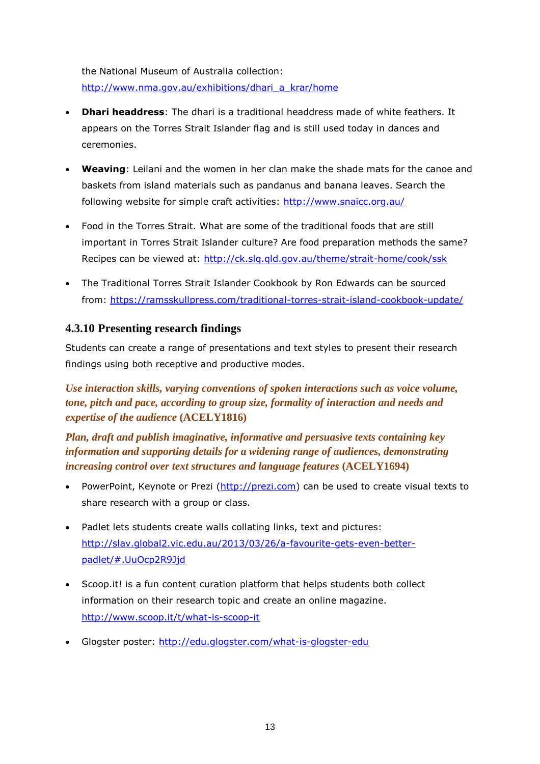the National Museum of Australia collection: http://www.nma.gov.au/exhibitions/dhari_a_krar/home

- **Dhari headdress**: The dhari is a traditional headdress made of white feathers. It appears on the Torres Strait Islander flag and is still used today in dances and ceremonies.
- **Weaving**: Leilani and the women in her clan make the shade mats for the canoe and baskets from island materials such as pandanus and banana leaves. Search the following website for simple craft activities: http://www.snaicc.org.au/
- Food in the Torres Strait. What are some of the traditional foods that are still important in Torres Strait Islander culture? Are food preparation methods the same? Recipes can be viewed at: http://ck.slq.qld.gov.au/theme/strait-home/cook/ssk
- The Traditional Torres Strait Islander Cookbook by Ron Edwards can be sourced from: https://ramsskullpress.com/traditional-torres-strait-island-cookbook-update/

### 4.3.10 Presenting research findings

Students can create a range of presentations and text styles to present their research findings using both receptive and productive modes.

***Use interaction skills, varying conventions of spoken interactions such as voice volume, tone, pitch and pace, according to group size, formality of interaction and needs and expertise of the audience* (ACELY1816)**

***Plan, draft and publish imaginative, informative and persuasive texts containing key information and supporting details for a widening range of audiences, demonstrating increasing control over text structures and language features* (ACELY1694)**

- PowerPoint, Keynote or Prezi (http://prezi.com) can be used to create visual texts to share research with a group or class.
- Padlet lets students create walls collating links, text and pictures: http://slav.global2.vic.edu.au/2013/03/26/a-favourite-gets-even-better-padlet/#.UuOcp2R9Jjd
- Scoop.it! is a fun content curation platform that helps students both collect information on their research topic and create an online magazine. http://www.scoop.it/t/what-is-scoop-it
- Glogster poster: http://edu.glogster.com/what-is-glogster-edu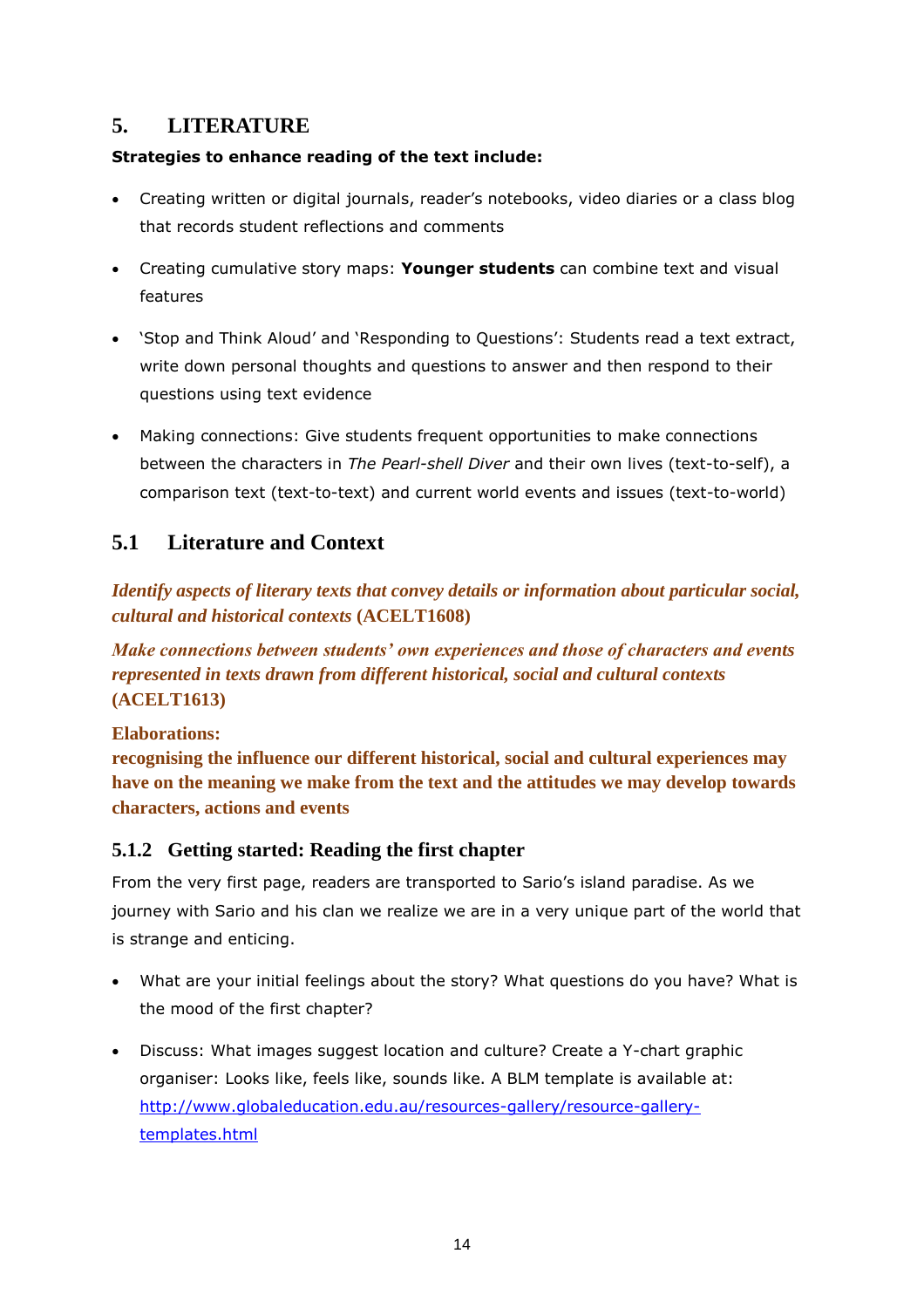## 5. LITERATURE

**Strategies to enhance reading of the text include:**

- Creating written or digital journals, reader's notebooks, video diaries or a class blog that records student reflections and comments
- Creating cumulative story maps: **Younger students** can combine text and visual features
- 'Stop and Think Aloud' and 'Responding to Questions': Students read a text extract, write down personal thoughts and questions to answer and then respond to their questions using text evidence
- Making connections: Give students frequent opportunities to make connections between the characters in *The Pearl-shell Diver* and their own lives (text-to-self), a comparison text (text-to-text) and current world events and issues (text-to-world)

## 5.1 Literature and Context

***Identify aspects of literary texts that convey details or information about particular social, cultural and historical contexts*** **(ACELT1608)**

***Make connections between students' own experiences and those of characters and events represented in texts drawn from different historical, social and cultural contexts*** **(ACELT1613)**

**Elaborations:**
**recognising the influence our different historical, social and cultural experiences may have on the meaning we make from the text and the attitudes we may develop towards characters, actions and events**

### 5.1.2 Getting started: Reading the first chapter

From the very first page, readers are transported to Sario's island paradise. As we journey with Sario and his clan we realize we are in a very unique part of the world that is strange and enticing.

- What are your initial feelings about the story? What questions do you have? What is the mood of the first chapter?
- Discuss: What images suggest location and culture? Create a Y-chart graphic organiser: Looks like, feels like, sounds like. A BLM template is available at: [http://www.globaleducation.edu.au/resources-gallery/resource-gallery-templates.html](http://www.globaleducation.edu.au/resources-gallery/resource-gallery-templates.html)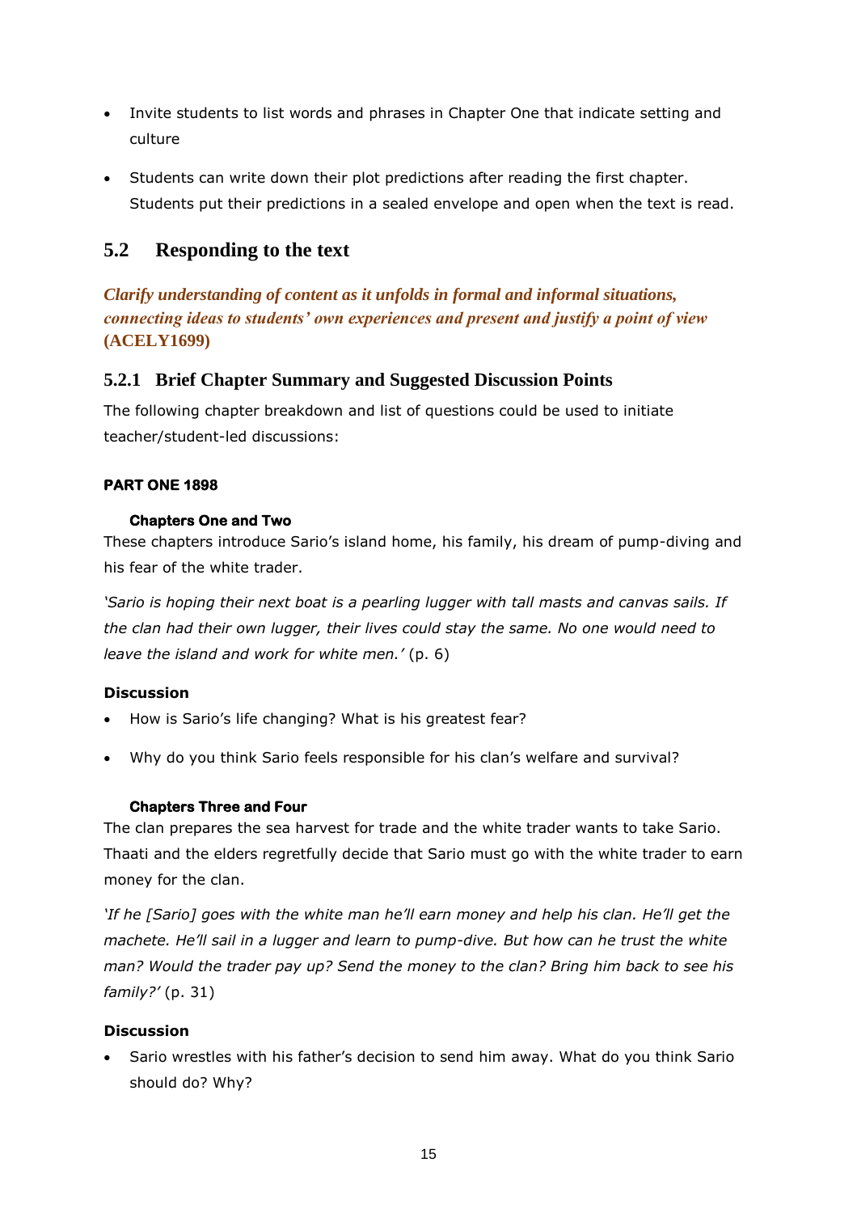- Invite students to list words and phrases in Chapter One that indicate setting and culture
- Students can write down their plot predictions after reading the first chapter. Students put their predictions in a sealed envelope and open when the text is read.

## 5.2 Responding to the text

***Clarify understanding of content as it unfolds in formal and informal situations, connecting ideas to students' own experiences and present and justify a point of view* (ACELY1699)**

### 5.2.1 Brief Chapter Summary and Suggested Discussion Points

The following chapter breakdown and list of questions could be used to initiate teacher/student-led discussions:

**PART ONE 1898**

**Chapters One and Two**

These chapters introduce Sario's island home, his family, his dream of pump-diving and his fear of the white trader.

*'Sario is hoping their next boat is a pearling lugger with tall masts and canvas sails. If the clan had their own lugger, their lives could stay the same. No one would need to leave the island and work for white men.'* (p. 6)

**Discussion**

- How is Sario's life changing? What is his greatest fear?
- Why do you think Sario feels responsible for his clan's welfare and survival?

**Chapters Three and Four**

The clan prepares the sea harvest for trade and the white trader wants to take Sario. Thaati and the elders regretfully decide that Sario must go with the white trader to earn money for the clan.

*'If he [Sario] goes with the white man he'll earn money and help his clan. He'll get the machete. He'll sail in a lugger and learn to pump-dive. But how can he trust the white man? Would the trader pay up? Send the money to the clan? Bring him back to see his family?'* (p. 31)

**Discussion**

- Sario wrestles with his father's decision to send him away. What do you think Sario should do? Why?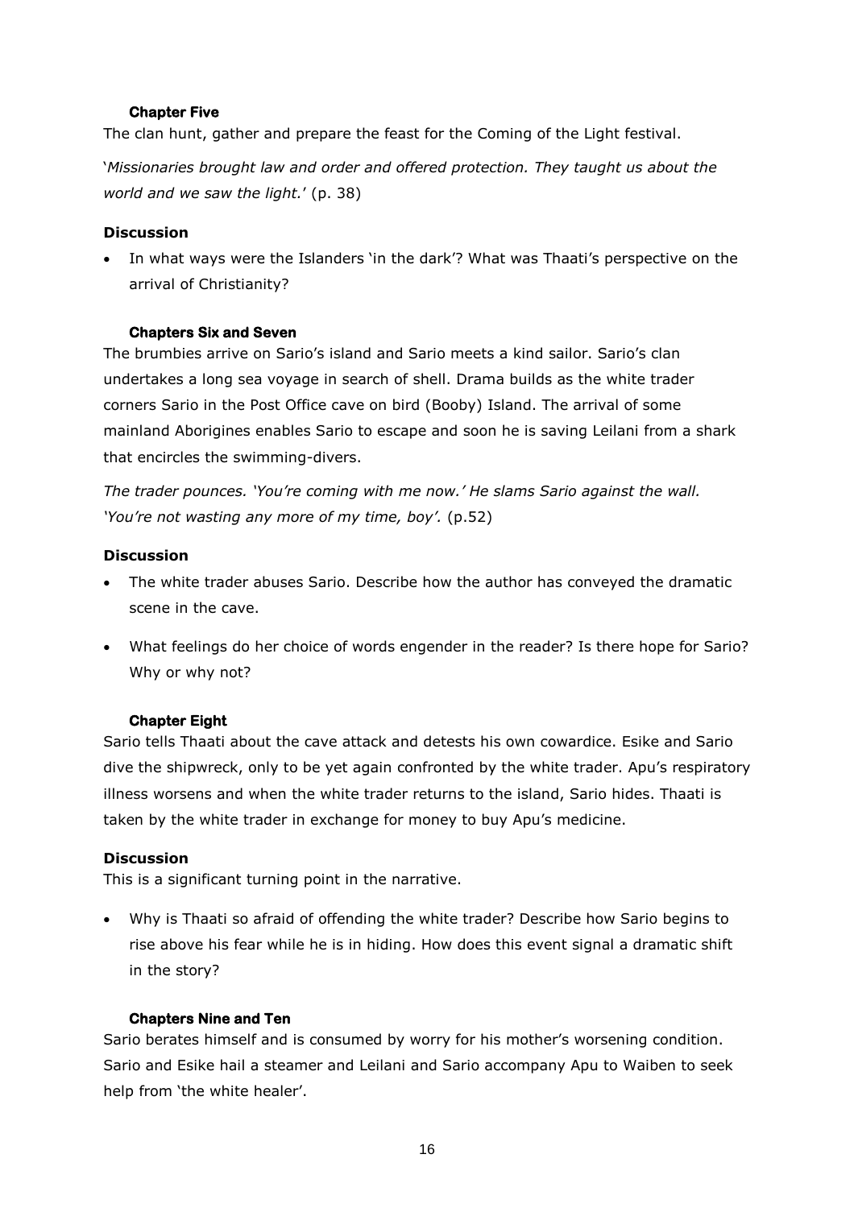### Chapter Five

The clan hunt, gather and prepare the feast for the Coming of the Light festival.

'*Missionaries brought law and order and offered protection. They taught us about the world and we saw the light.*' (p. 38)

#### Discussion

- In what ways were the Islanders 'in the dark'? What was Thaati's perspective on the arrival of Christianity?

### Chapters Six and Seven

The brumbies arrive on Sario's island and Sario meets a kind sailor. Sario's clan undertakes a long sea voyage in search of shell. Drama builds as the white trader corners Sario in the Post Office cave on bird (Booby) Island. The arrival of some mainland Aborigines enables Sario to escape and soon he is saving Leilani from a shark that encircles the swimming-divers.

*The trader pounces. 'You're coming with me now.' He slams Sario against the wall. 'You're not wasting any more of my time, boy'.* (p.52)

#### Discussion

- The white trader abuses Sario. Describe how the author has conveyed the dramatic scene in the cave.
- What feelings do her choice of words engender in the reader? Is there hope for Sario? Why or why not?

### Chapter Eight

Sario tells Thaati about the cave attack and detests his own cowardice. Esike and Sario dive the shipwreck, only to be yet again confronted by the white trader. Apu's respiratory illness worsens and when the white trader returns to the island, Sario hides. Thaati is taken by the white trader in exchange for money to buy Apu's medicine.

#### Discussion

This is a significant turning point in the narrative.

- Why is Thaati so afraid of offending the white trader? Describe how Sario begins to rise above his fear while he is in hiding. How does this event signal a dramatic shift in the story?

### Chapters Nine and Ten

Sario berates himself and is consumed by worry for his mother's worsening condition. Sario and Esike hail a steamer and Leilani and Sario accompany Apu to Waiben to seek help from 'the white healer'.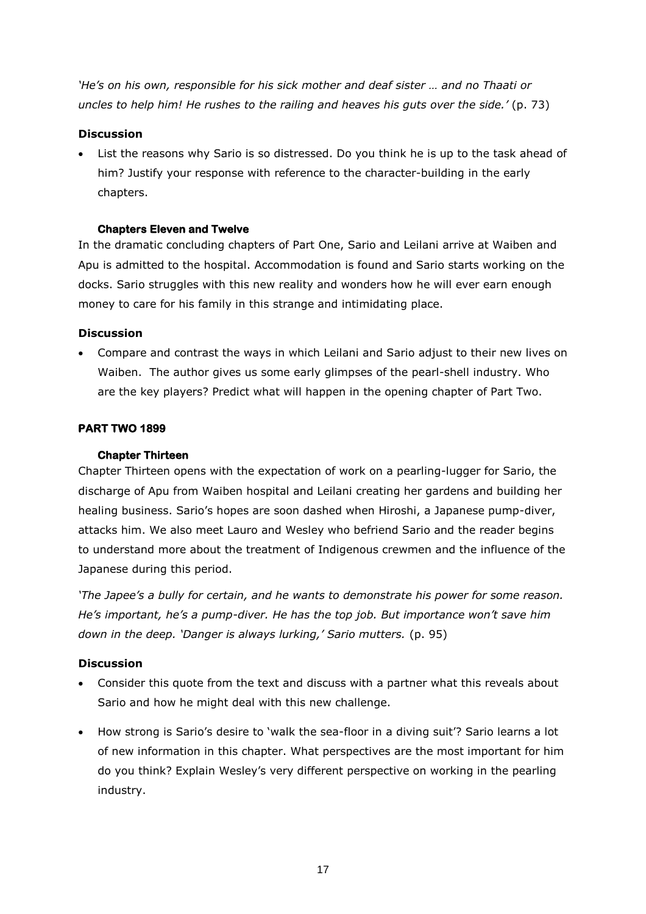*'He's on his own, responsible for his sick mother and deaf sister … and no Thaati or uncles to help him! He rushes to the railing and heaves his guts over the side.'* (p. 73)

**Discussion**

- List the reasons why Sario is so distressed. Do you think he is up to the task ahead of him? Justify your response with reference to the character-building in the early chapters.

#### Chapters Eleven and Twelve

In the dramatic concluding chapters of Part One, Sario and Leilani arrive at Waiben and Apu is admitted to the hospital. Accommodation is found and Sario starts working on the docks. Sario struggles with this new reality and wonders how he will ever earn enough money to care for his family in this strange and intimidating place.

**Discussion**

- Compare and contrast the ways in which Leilani and Sario adjust to their new lives on Waiben. The author gives us some early glimpses of the pearl-shell industry. Who are the key players? Predict what will happen in the opening chapter of Part Two.

### PART TWO 1899

#### Chapter Thirteen

Chapter Thirteen opens with the expectation of work on a pearling-lugger for Sario, the discharge of Apu from Waiben hospital and Leilani creating her gardens and building her healing business. Sario's hopes are soon dashed when Hiroshi, a Japanese pump-diver, attacks him. We also meet Lauro and Wesley who befriend Sario and the reader begins to understand more about the treatment of Indigenous crewmen and the influence of the Japanese during this period.

*'The Japee's a bully for certain, and he wants to demonstrate his power for some reason. He's important, he's a pump-diver. He has the top job. But importance won't save him down in the deep. 'Danger is always lurking,' Sario mutters.* (p. 95)

**Discussion**

- Consider this quote from the text and discuss with a partner what this reveals about Sario and how he might deal with this new challenge.
- How strong is Sario's desire to 'walk the sea-floor in a diving suit'? Sario learns a lot of new information in this chapter. What perspectives are the most important for him do you think? Explain Wesley's very different perspective on working in the pearling industry.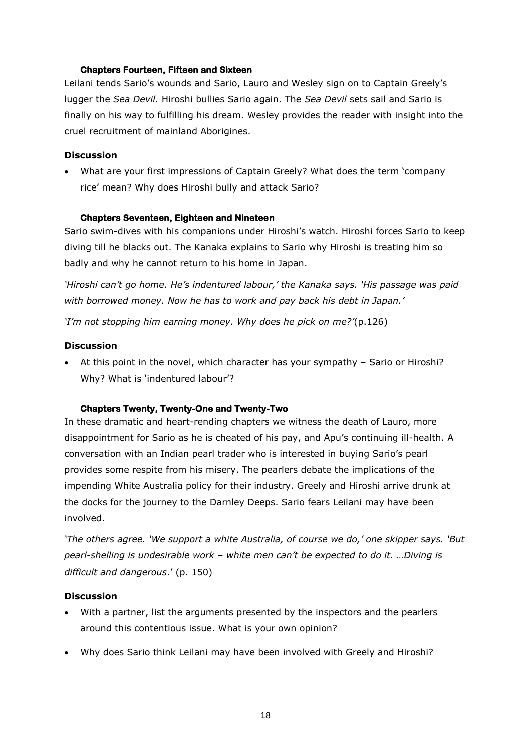### Chapters Fourteen, Fifteen and Sixteen

Leilani tends Sario's wounds and Sario, Lauro and Wesley sign on to Captain Greely's lugger the *Sea Devil.* Hiroshi bullies Sario again. The *Sea Devil* sets sail and Sario is finally on his way to fulfilling his dream. Wesley provides the reader with insight into the cruel recruitment of mainland Aborigines.

**Discussion**

- What are your first impressions of Captain Greely? What does the term 'company rice' mean? Why does Hiroshi bully and attack Sario?

### Chapters Seventeen, Eighteen and Nineteen

Sario swim-dives with his companions under Hiroshi's watch. Hiroshi forces Sario to keep diving till he blacks out. The Kanaka explains to Sario why Hiroshi is treating him so badly and why he cannot return to his home in Japan.

*'Hiroshi can't go home. He's indentured labour,' the Kanaka says. 'His passage was paid with borrowed money. Now he has to work and pay back his debt in Japan.'*

*'I'm not stopping him earning money. Why does he pick on me?'*(p.126)

**Discussion**

- At this point in the novel, which character has your sympathy – Sario or Hiroshi? Why? What is 'indentured labour'?

### Chapters Twenty, Twenty-One and Twenty-Two

In these dramatic and heart-rending chapters we witness the death of Lauro, more disappointment for Sario as he is cheated of his pay, and Apu's continuing ill-health. A conversation with an Indian pearl trader who is interested in buying Sario's pearl provides some respite from his misery. The pearlers debate the implications of the impending White Australia policy for their industry. Greely and Hiroshi arrive drunk at the docks for the journey to the Darnley Deeps. Sario fears Leilani may have been involved.

*'The others agree. 'We support a white Australia, of course we do,' one skipper says. 'But pearl-shelling is undesirable work – white men can't be expected to do it. …Diving is difficult and dangerous*.' (p. 150)

**Discussion**

- With a partner, list the arguments presented by the inspectors and the pearlers around this contentious issue. What is your own opinion?
- Why does Sario think Leilani may have been involved with Greely and Hiroshi?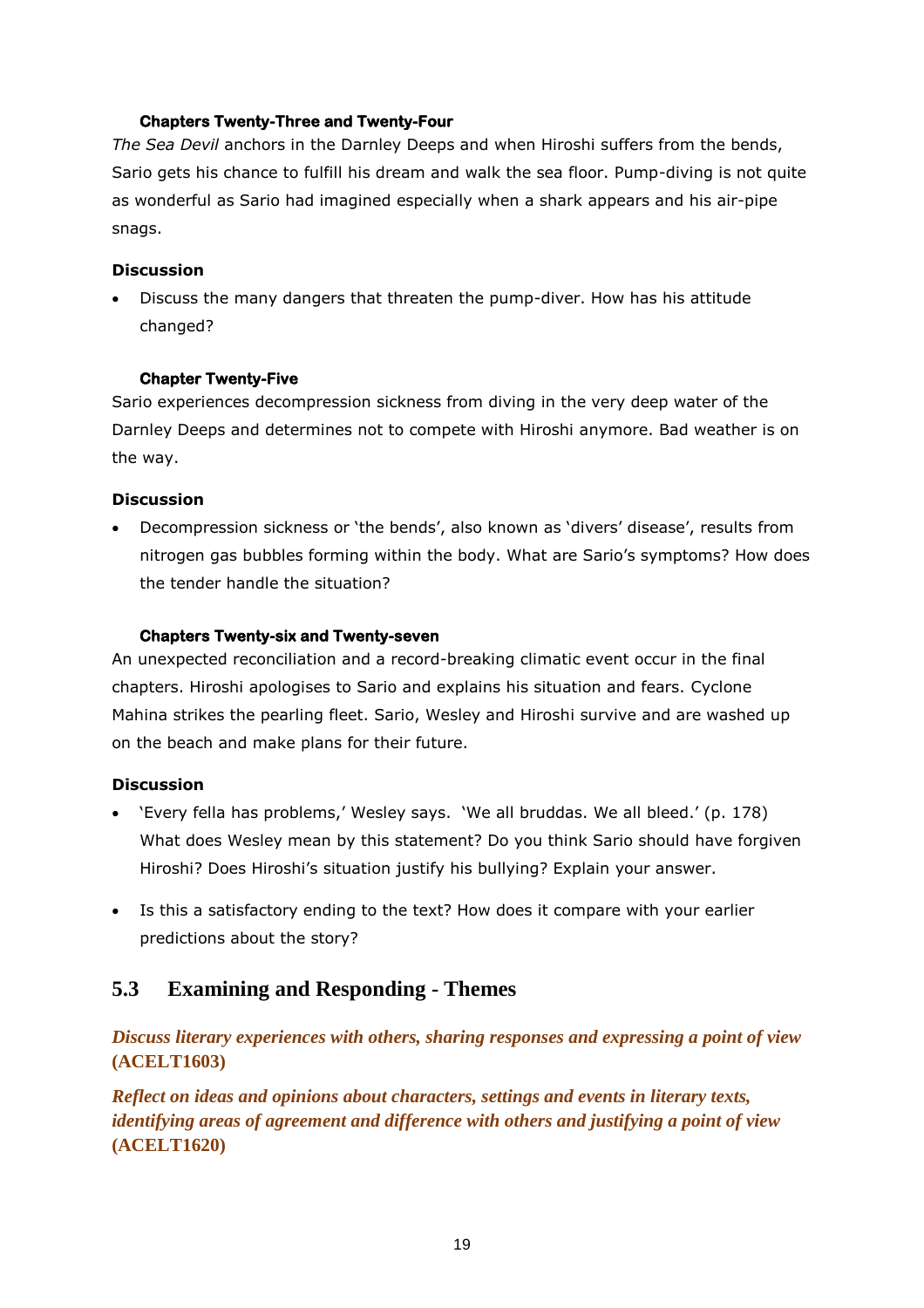#### Chapters Twenty-Three and Twenty-Four

*The Sea Devil* anchors in the Darnley Deeps and when Hiroshi suffers from the bends, Sario gets his chance to fulfill his dream and walk the sea floor. Pump-diving is not quite as wonderful as Sario had imagined especially when a shark appears and his air-pipe snags.

**Discussion**

- Discuss the many dangers that threaten the pump-diver. How has his attitude changed?

#### Chapter Twenty-Five

Sario experiences decompression sickness from diving in the very deep water of the Darnley Deeps and determines not to compete with Hiroshi anymore. Bad weather is on the way.

**Discussion**

- Decompression sickness or 'the bends', also known as 'divers' disease', results from nitrogen gas bubbles forming within the body. What are Sario's symptoms? How does the tender handle the situation?

#### Chapters Twenty-six and Twenty-seven

An unexpected reconciliation and a record-breaking climatic event occur in the final chapters. Hiroshi apologises to Sario and explains his situation and fears. Cyclone Mahina strikes the pearling fleet. Sario, Wesley and Hiroshi survive and are washed up on the beach and make plans for their future.

**Discussion**

- 'Every fella has problems,' Wesley says. 'We all bruddas. We all bleed.' (p. 178) What does Wesley mean by this statement? Do you think Sario should have forgiven Hiroshi? Does Hiroshi's situation justify his bullying? Explain your answer.
- Is this a satisfactory ending to the text? How does it compare with your earlier predictions about the story?

## 5.3 Examining and Responding - Themes

***Discuss literary experiences with others, sharing responses and expressing a point of view* (ACELT1603)**

***Reflect on ideas and opinions about characters, settings and events in literary texts, identifying areas of agreement and difference with others and justifying a point of view* (ACELT1620)**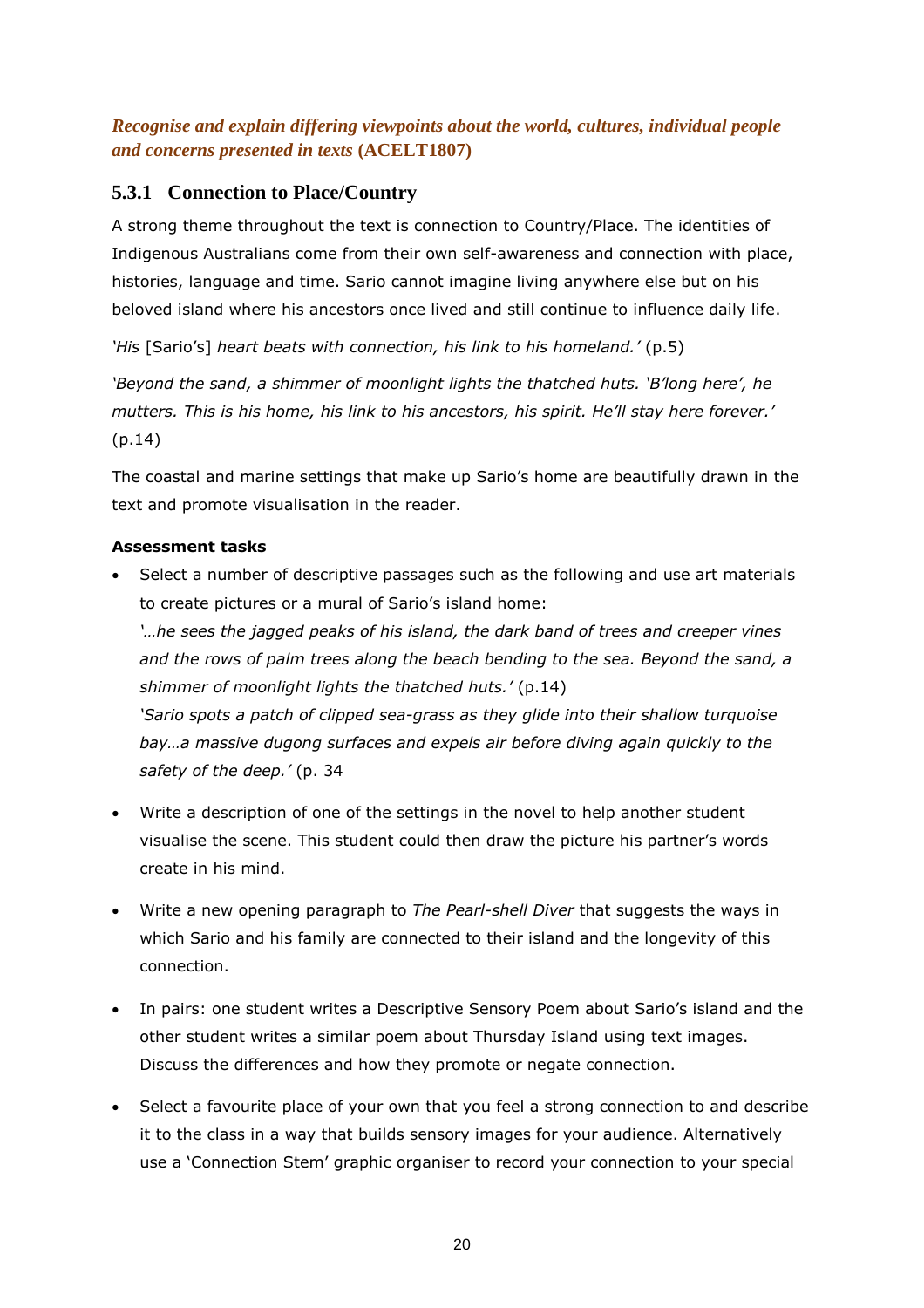*Recognise and explain differing viewpoints about the world, cultures, individual people and concerns presented in texts* **(ACELT1807)**

### 5.3.1 Connection to Place/Country

A strong theme throughout the text is connection to Country/Place. The identities of Indigenous Australians come from their own self-awareness and connection with place, histories, language and time. Sario cannot imagine living anywhere else but on his beloved island where his ancestors once lived and still continue to influence daily life.

*'His* [Sario's] *heart beats with connection, his link to his homeland.'* (p.5)

*'Beyond the sand, a shimmer of moonlight lights the thatched huts. 'B'long here', he mutters. This is his home, his link to his ancestors, his spirit. He'll stay here forever.'* (p.14)

The coastal and marine settings that make up Sario's home are beautifully drawn in the text and promote visualisation in the reader.

**Assessment tasks**

- Select a number of descriptive passages such as the following and use art materials to create pictures or a mural of Sario's island home:
  *'…he sees the jagged peaks of his island, the dark band of trees and creeper vines and the rows of palm trees along the beach bending to the sea. Beyond the sand, a shimmer of moonlight lights the thatched huts.'* (p.14)
  *'Sario spots a patch of clipped sea-grass as they glide into their shallow turquoise bay…a massive dugong surfaces and expels air before diving again quickly to the safety of the deep.'* (p. 34

- Write a description of one of the settings in the novel to help another student visualise the scene. This student could then draw the picture his partner's words create in his mind.

- Write a new opening paragraph to *The Pearl-shell Diver* that suggests the ways in which Sario and his family are connected to their island and the longevity of this connection.

- In pairs: one student writes a Descriptive Sensory Poem about Sario's island and the other student writes a similar poem about Thursday Island using text images. Discuss the differences and how they promote or negate connection.

- Select a favourite place of your own that you feel a strong connection to and describe it to the class in a way that builds sensory images for your audience. Alternatively use a 'Connection Stem' graphic organiser to record your connection to your special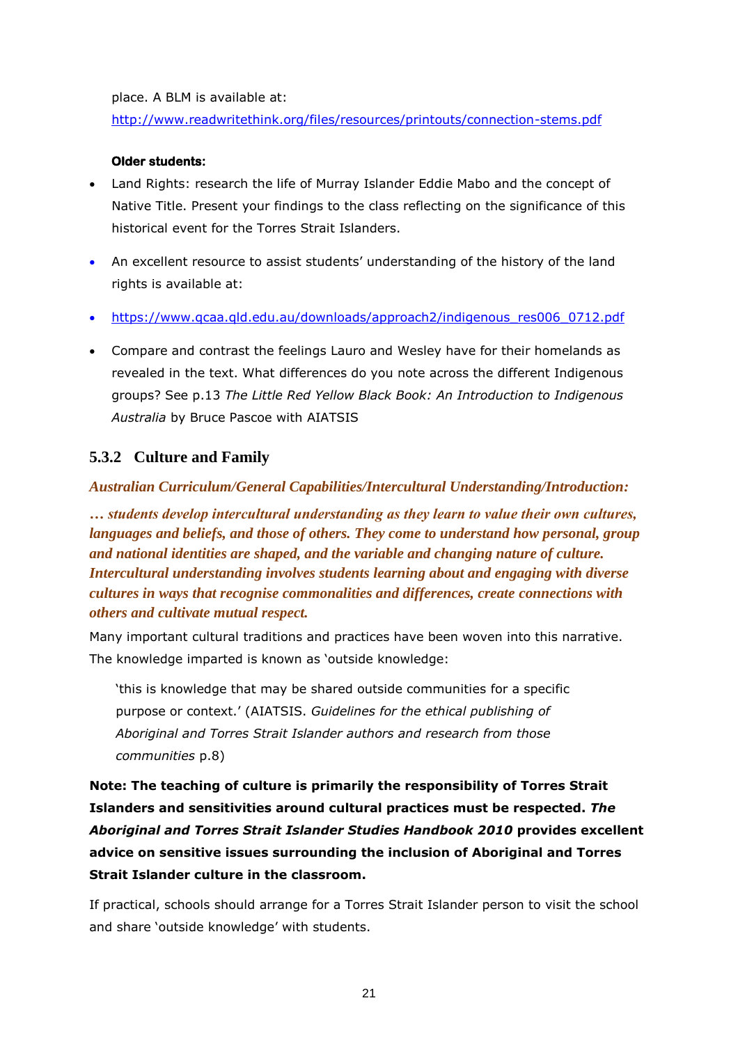place. A BLM is available at:
http://www.readwritethink.org/files/resources/printouts/connection-stems.pdf

**Older students:**

- Land Rights: research the life of Murray Islander Eddie Mabo and the concept of Native Title. Present your findings to the class reflecting on the significance of this historical event for the Torres Strait Islanders.
- An excellent resource to assist students' understanding of the history of the land rights is available at:
- https://www.qcaa.qld.edu.au/downloads/approach2/indigenous_res006_0712.pdf
- Compare and contrast the feelings Lauro and Wesley have for their homelands as revealed in the text. What differences do you note across the different Indigenous groups? See p.13 *The Little Red Yellow Black Book: An Introduction to Indigenous Australia* by Bruce Pascoe with AIATSIS

### 5.3.2 Culture and Family

***Australian Curriculum/General Capabilities/Intercultural Understanding/Introduction:***

***… students develop intercultural understanding as they learn to value their own cultures, languages and beliefs, and those of others. They come to understand how personal, group and national identities are shaped, and the variable and changing nature of culture. Intercultural understanding involves students learning about and engaging with diverse cultures in ways that recognise commonalities and differences, create connections with others and cultivate mutual respect.***

Many important cultural traditions and practices have been woven into this narrative. The knowledge imparted is known as 'outside knowledge:

> 'this is knowledge that may be shared outside communities for a specific purpose or context.' (AIATSIS. *Guidelines for the ethical publishing of Aboriginal and Torres Strait Islander authors and research from those communities* p.8)

**Note: The teaching of culture is primarily the responsibility of Torres Strait Islanders and sensitivities around cultural practices must be respected. *The Aboriginal and Torres Strait Islander Studies Handbook 2010* provides excellent advice on sensitive issues surrounding the inclusion of Aboriginal and Torres Strait Islander culture in the classroom.**

If practical, schools should arrange for a Torres Strait Islander person to visit the school and share 'outside knowledge' with students.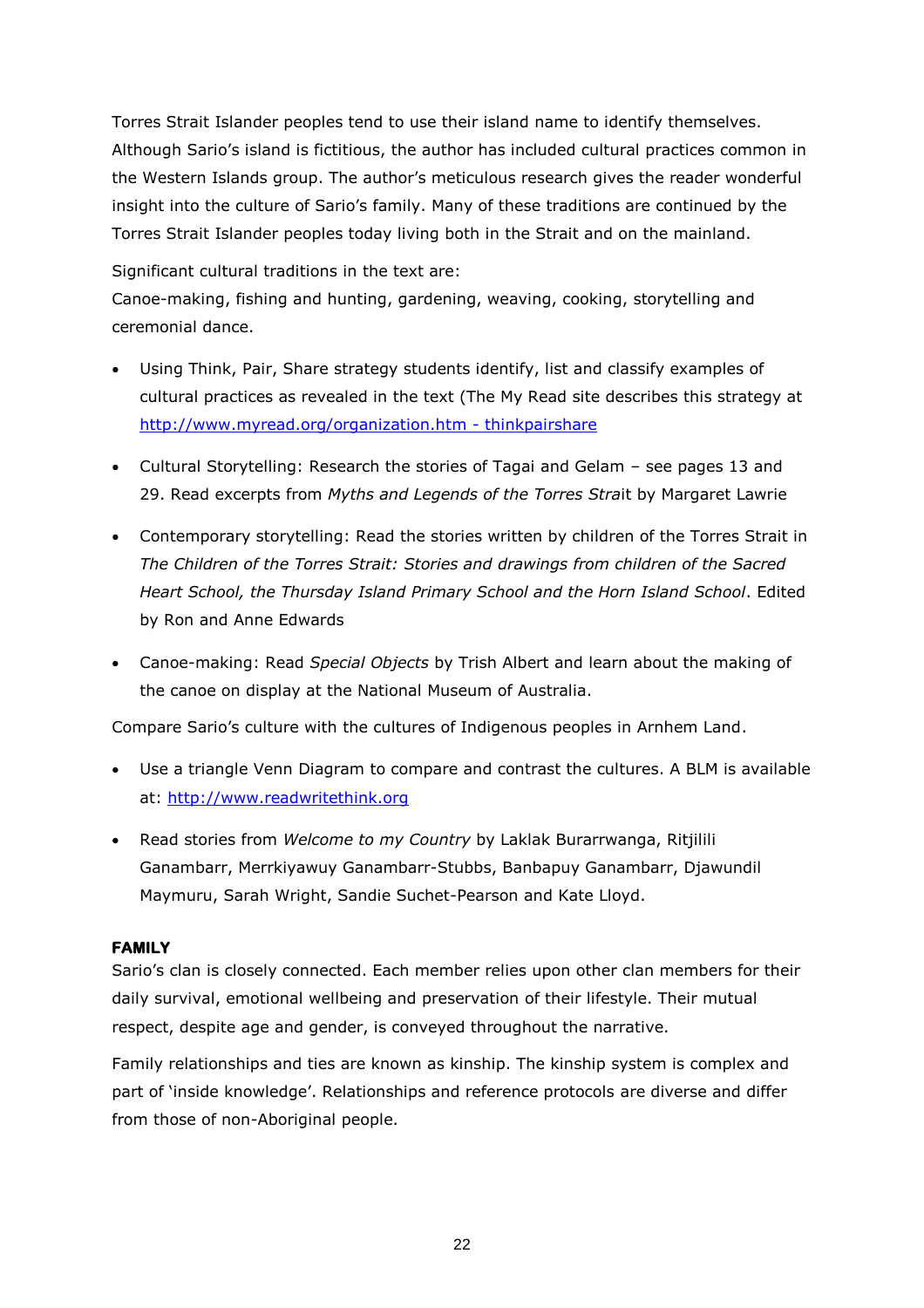Torres Strait Islander peoples tend to use their island name to identify themselves. Although Sario's island is fictitious, the author has included cultural practices common in the Western Islands group. The author's meticulous research gives the reader wonderful insight into the culture of Sario's family. Many of these traditions are continued by the Torres Strait Islander peoples today living both in the Strait and on the mainland.

Significant cultural traditions in the text are:
Canoe-making, fishing and hunting, gardening, weaving, cooking, storytelling and ceremonial dance.

- Using Think, Pair, Share strategy students identify, list and classify examples of cultural practices as revealed in the text (The My Read site describes this strategy at [http://www.myread.org/organization.htm - thinkpairshare](http://www.myread.org/organization.htm#thinkpairshare)
- Cultural Storytelling: Research the stories of Tagai and Gelam – see pages 13 and 29. Read excerpts from *Myths and Legends of the Torres Strait* by Margaret Lawrie
- Contemporary storytelling: Read the stories written by children of the Torres Strait in *The Children of the Torres Strait: Stories and drawings from children of the Sacred Heart School, the Thursday Island Primary School and the Horn Island School*. Edited by Ron and Anne Edwards
- Canoe-making: Read *Special Objects* by Trish Albert and learn about the making of the canoe on display at the National Museum of Australia.

Compare Sario's culture with the cultures of Indigenous peoples in Arnhem Land.

- Use a triangle Venn Diagram to compare and contrast the cultures. A BLM is available at: [http://www.readwritethink.org](http://www.readwritethink.org)
- Read stories from *Welcome to my Country* by Laklak Burarrwanga, Ritjilili Ganambarr, Merrkiyawuy Ganambarr-Stubbs, Banbapuy Ganambarr, Djawundil Maymuru, Sarah Wright, Sandie Suchet-Pearson and Kate Lloyd.

**FAMILY**

Sario's clan is closely connected. Each member relies upon other clan members for their daily survival, emotional wellbeing and preservation of their lifestyle. Their mutual respect, despite age and gender, is conveyed throughout the narrative.

Family relationships and ties are known as kinship. The kinship system is complex and part of 'inside knowledge'. Relationships and reference protocols are diverse and differ from those of non-Aboriginal people.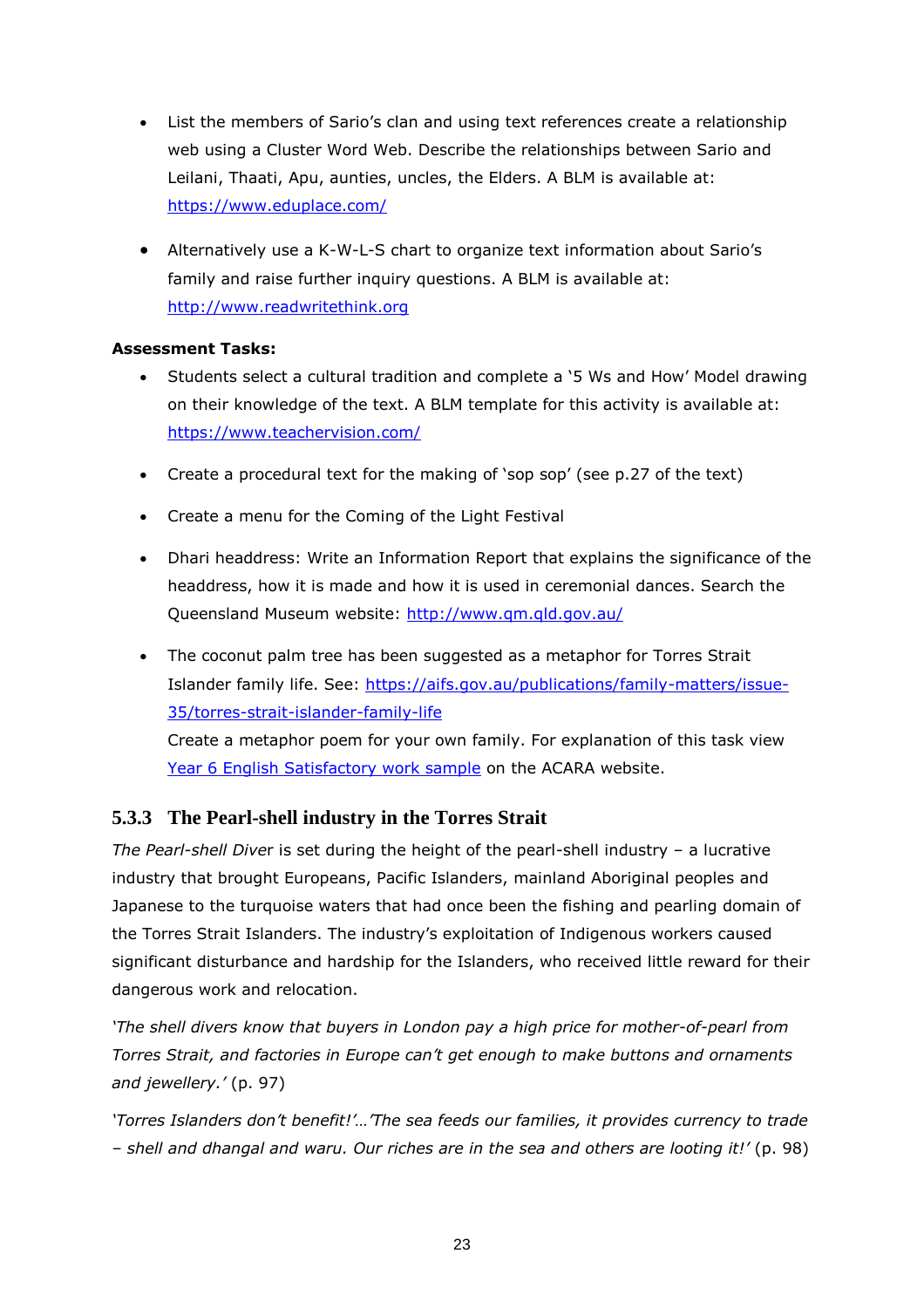- List the members of Sario's clan and using text references create a relationship web using a Cluster Word Web. Describe the relationships between Sario and Leilani, Thaati, Apu, aunties, uncles, the Elders. A BLM is available at: [https://www.eduplace.com/](https://www.eduplace.com/)

- Alternatively use a K-W-L-S chart to organize text information about Sario's family and raise further inquiry questions. A BLM is available at: [http://www.readwritethink.org](http://www.readwritethink.org)

**Assessment Tasks:**

- Students select a cultural tradition and complete a '5 Ws and How' Model drawing on their knowledge of the text. A BLM template for this activity is available at: [https://www.teachervision.com/](https://www.teachervision.com/)

- Create a procedural text for the making of 'sop sop' (see p.27 of the text)

- Create a menu for the Coming of the Light Festival

- Dhari headdress: Write an Information Report that explains the significance of the headdress, how it is made and how it is used in ceremonial dances. Search the Queensland Museum website: [http://www.qm.qld.gov.au/](http://www.qm.qld.gov.au/)

- The coconut palm tree has been suggested as a metaphor for Torres Strait Islander family life. See: [https://aifs.gov.au/publications/family-matters/issue-35/torres-strait-islander-family-life](https://aifs.gov.au/publications/family-matters/issue-35/torres-strait-islander-family-life)
  Create a metaphor poem for your own family. For explanation of this task view Year 6 English Satisfactory work sample on the ACARA website.

### 5.3.3 The Pearl-shell industry in the Torres Strait

*The Pearl-shell Diver* is set during the height of the pearl-shell industry – a lucrative industry that brought Europeans, Pacific Islanders, mainland Aboriginal peoples and Japanese to the turquoise waters that had once been the fishing and pearling domain of the Torres Strait Islanders. The industry's exploitation of Indigenous workers caused significant disturbance and hardship for the Islanders, who received little reward for their dangerous work and relocation.

*'The shell divers know that buyers in London pay a high price for mother-of-pearl from Torres Strait, and factories in Europe can't get enough to make buttons and ornaments and jewellery.'* (p. 97)

*'Torres Islanders don't benefit!'…'The sea feeds our families, it provides currency to trade – shell and dhangal and waru. Our riches are in the sea and others are looting it!'* (p. 98)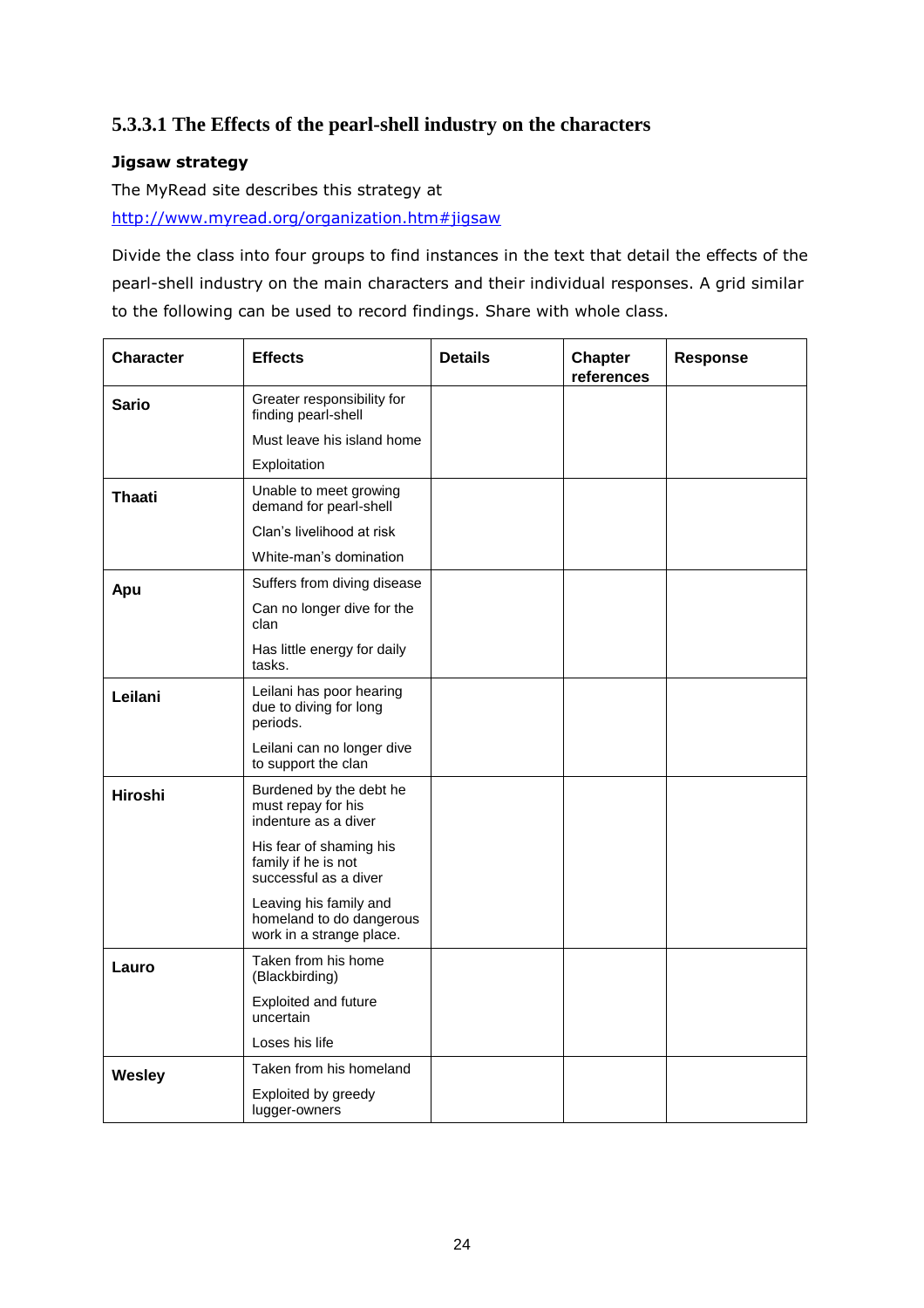### 5.3.3.1 The Effects of the pearl-shell industry on the characters

**Jigsaw strategy**

The MyRead site describes this strategy at
[http://www.myread.org/organization.htm#jigsaw](http://www.myread.org/organization.htm#jigsaw)

Divide the class into four groups to find instances in the text that detail the effects of the pearl-shell industry on the main characters and their individual responses. A grid similar to the following can be used to record findings. Share with whole class.

| Character | Effects | Details | Chapter references | Response |
|---|---|---|---|---|
| **Sario** | Greater responsibility for finding pearl-shell | | | |
| | Must leave his island home | | | |
| | Exploitation | | | |
| **Thaati** | Unable to meet growing demand for pearl-shell | | | |
| | Clan's livelihood at risk | | | |
| | White-man's domination | | | |
| **Apu** | Suffers from diving disease | | | |
| | Can no longer dive for the clan | | | |
| | Has little energy for daily tasks. | | | |
| **Leilani** | Leilani has poor hearing due to diving for long periods. | | | |
| | Leilani can no longer dive to support the clan | | | |
| **Hiroshi** | Burdened by the debt he must repay for his indenture as a diver | | | |
| | His fear of shaming his family if he is not successful as a diver | | | |
| | Leaving his family and homeland to do dangerous work in a strange place. | | | |
| **Lauro** | Taken from his home (Blackbirding) | | | |
| | Exploited and future uncertain | | | |
| | Loses his life | | | |
| **Wesley** | Taken from his homeland | | | |
| | Exploited by greedy lugger-owners | | | |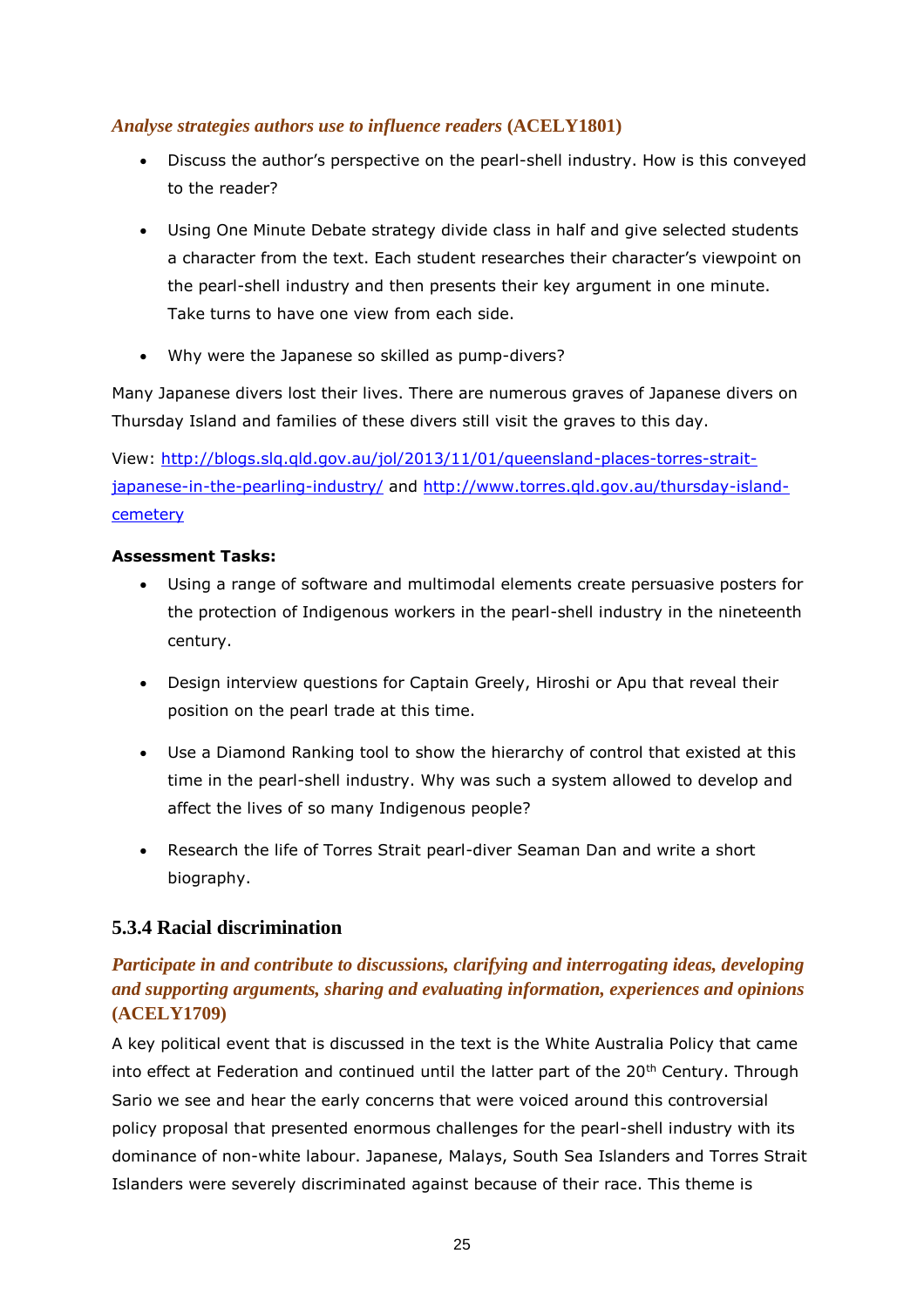### *Analyse strategies authors use to influence readers* (ACELY1801)

- Discuss the author's perspective on the pearl-shell industry. How is this conveyed to the reader?
- Using One Minute Debate strategy divide class in half and give selected students a character from the text. Each student researches their character's viewpoint on the pearl-shell industry and then presents their key argument in one minute. Take turns to have one view from each side.
- Why were the Japanese so skilled as pump-divers?

Many Japanese divers lost their lives. There are numerous graves of Japanese divers on Thursday Island and families of these divers still visit the graves to this day.

View: [http://blogs.slq.qld.gov.au/jol/2013/11/01/queensland-places-torres-strait-japanese-in-the-pearling-industry/](http://blogs.slq.qld.gov.au/jol/2013/11/01/queensland-places-torres-strait-japanese-in-the-pearling-industry/) and [http://www.torres.qld.gov.au/thursday-island-cemetery](http://www.torres.qld.gov.au/thursday-island-cemetery)

**Assessment Tasks:**

- Using a range of software and multimodal elements create persuasive posters for the protection of Indigenous workers in the pearl-shell industry in the nineteenth century.
- Design interview questions for Captain Greely, Hiroshi or Apu that reveal their position on the pearl trade at this time.
- Use a Diamond Ranking tool to show the hierarchy of control that existed at this time in the pearl-shell industry. Why was such a system allowed to develop and affect the lives of so many Indigenous people?
- Research the life of Torres Strait pearl-diver Seaman Dan and write a short biography.

## 5.3.4 Racial discrimination

### *Participate in and contribute to discussions, clarifying and interrogating ideas, developing and supporting arguments, sharing and evaluating information, experiences and opinions* (ACELY1709)

A key political event that is discussed in the text is the White Australia Policy that came into effect at Federation and continued until the latter part of the 20th Century. Through Sario we see and hear the early concerns that were voiced around this controversial policy proposal that presented enormous challenges for the pearl-shell industry with its dominance of non-white labour. Japanese, Malays, South Sea Islanders and Torres Strait Islanders were severely discriminated against because of their race. This theme is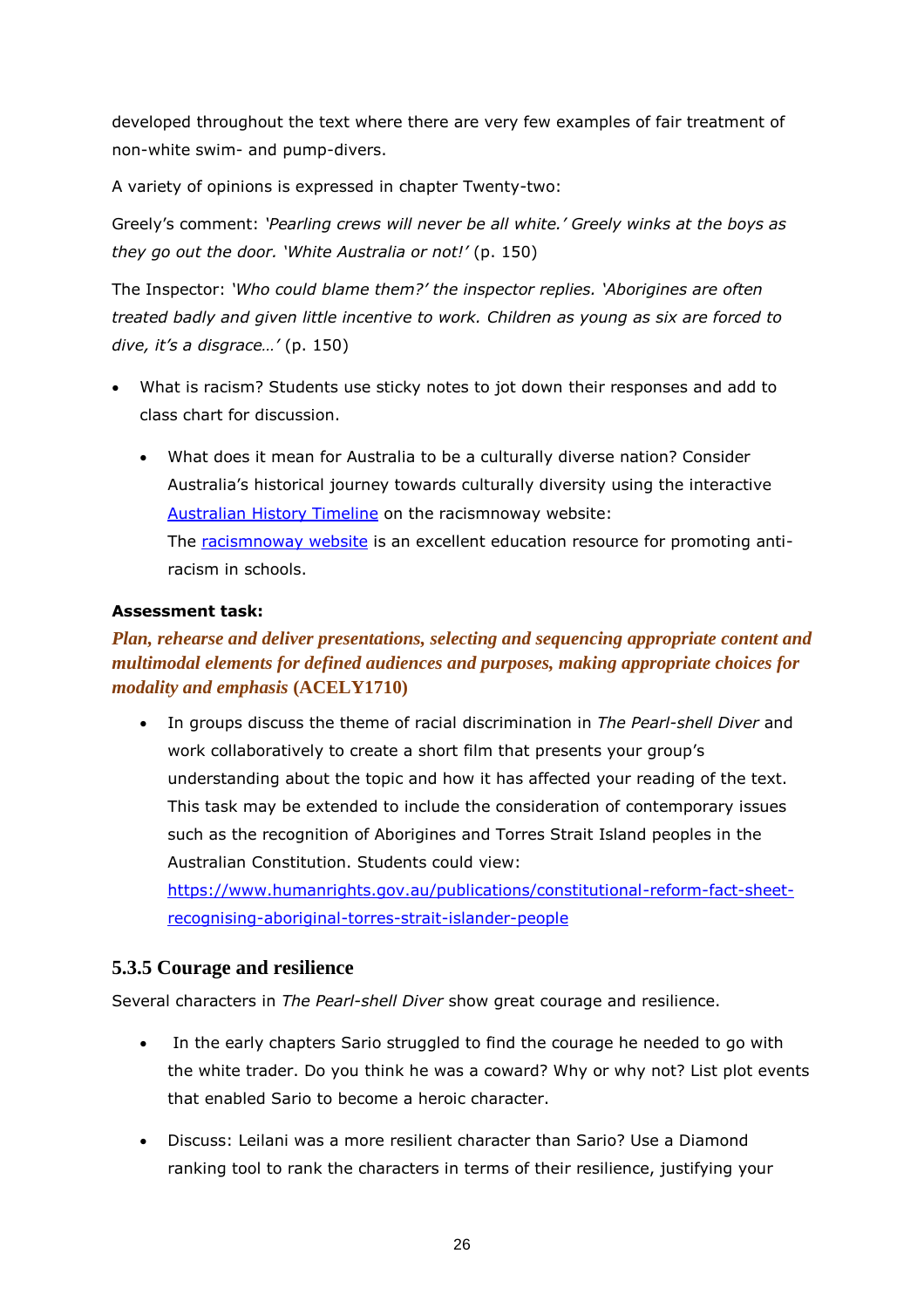developed throughout the text where there are very few examples of fair treatment of non-white swim- and pump-divers.

A variety of opinions is expressed in chapter Twenty-two:

Greely's comment: *'Pearling crews will never be all white.' Greely winks at the boys as they go out the door. 'White Australia or not!'* (p. 150)

The Inspector: *'Who could blame them?' the inspector replies. 'Aborigines are often treated badly and given little incentive to work. Children as young as six are forced to dive, it's a disgrace…'* (p. 150)

- What is racism? Students use sticky notes to jot down their responses and add to class chart for discussion.
  - What does it mean for Australia to be a culturally diverse nation? Consider Australia's historical journey towards culturally diversity using the interactive [Australian History Timeline](#) on the racismnoway website:
    The [racismnoway website](#) is an excellent education resource for promoting anti-racism in schools.

**Assessment task:**

***Plan, rehearse and deliver presentations, selecting and sequencing appropriate content and multimodal elements for defined audiences and purposes, making appropriate choices for modality and emphasis* (ACELY1710)**

- In groups discuss the theme of racial discrimination in *The Pearl-shell Diver* and work collaboratively to create a short film that presents your group's understanding about the topic and how it has affected your reading of the text. This task may be extended to include the consideration of contemporary issues such as the recognition of Aborigines and Torres Strait Island peoples in the Australian Constitution. Students could view: [https://www.humanrights.gov.au/publications/constitutional-reform-fact-sheet-recognising-aboriginal-torres-strait-islander-people](https://www.humanrights.gov.au/publications/constitutional-reform-fact-sheet-recognising-aboriginal-torres-strait-islander-people)

### 5.3.5 Courage and resilience

Several characters in *The Pearl-shell Diver* show great courage and resilience.

- In the early chapters Sario struggled to find the courage he needed to go with the white trader. Do you think he was a coward? Why or why not? List plot events that enabled Sario to become a heroic character.
- Discuss: Leilani was a more resilient character than Sario? Use a Diamond ranking tool to rank the characters in terms of their resilience, justifying your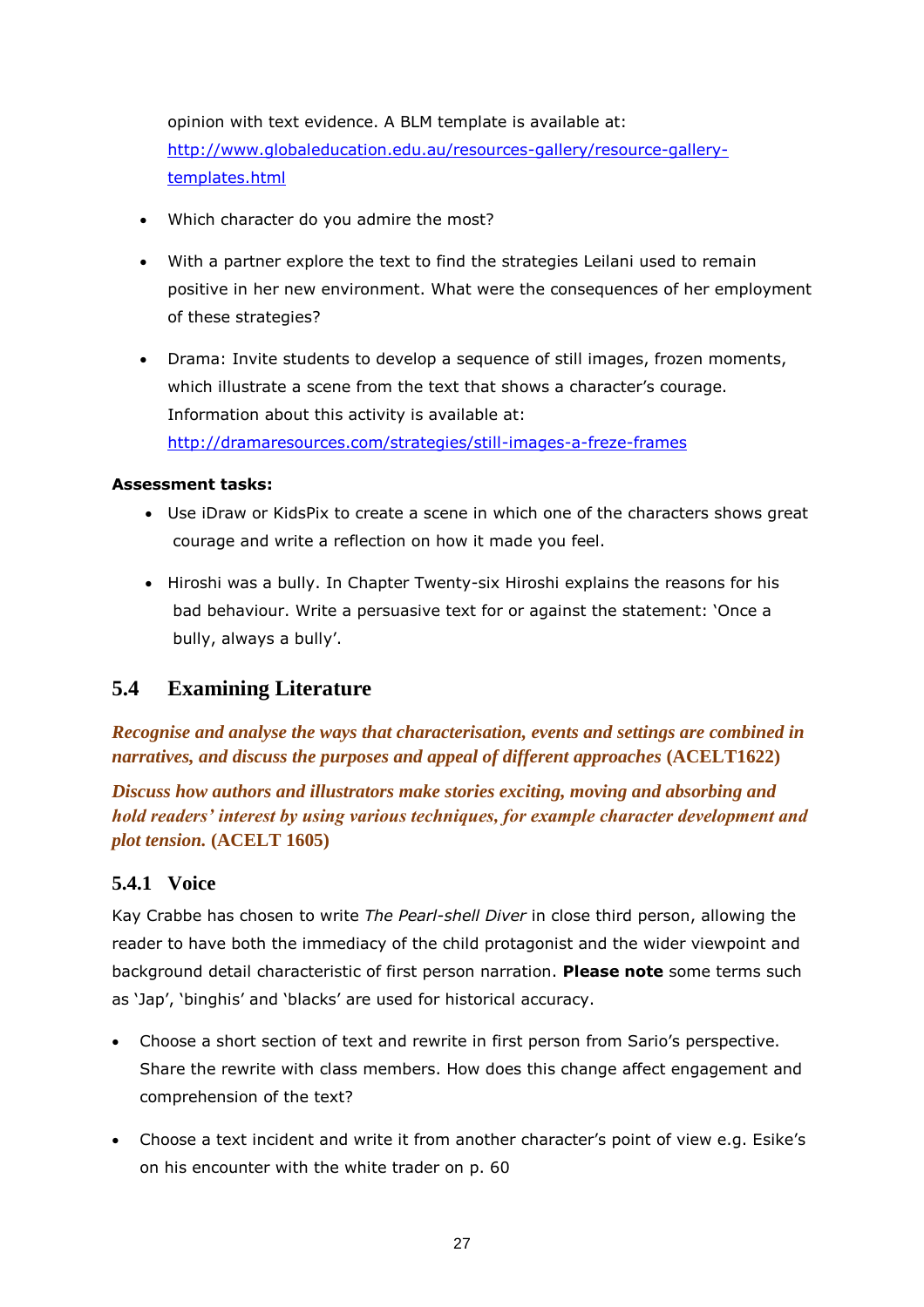opinion with text evidence. A BLM template is available at: [http://www.globaleducation.edu.au/resources-gallery/resource-gallery-templates.html](http://www.globaleducation.edu.au/resources-gallery/resource-gallery-templates.html)

- Which character do you admire the most?
- With a partner explore the text to find the strategies Leilani used to remain positive in her new environment. What were the consequences of her employment of these strategies?
- Drama: Invite students to develop a sequence of still images, frozen moments, which illustrate a scene from the text that shows a character's courage. Information about this activity is available at: [http://dramaresources.com/strategies/still-images-a-freze-frames](http://dramaresources.com/strategies/still-images-a-freze-frames)

**Assessment tasks:**

- Use iDraw or KidsPix to create a scene in which one of the characters shows great courage and write a reflection on how it made you feel.
- Hiroshi was a bully. In Chapter Twenty-six Hiroshi explains the reasons for his bad behaviour. Write a persuasive text for or against the statement: 'Once a bully, always a bully'.

## 5.4 Examining Literature

***Recognise and analyse the ways that characterisation, events and settings are combined in narratives, and discuss the purposes and appeal of different approaches* (ACELT1622)**

***Discuss how authors and illustrators make stories exciting, moving and absorbing and hold readers' interest by using various techniques, for example character development and plot tension.* (ACELT 1605)**

### 5.4.1 Voice

Kay Crabbe has chosen to write *The Pearl-shell Diver* in close third person, allowing the reader to have both the immediacy of the child protagonist and the wider viewpoint and background detail characteristic of first person narration. **Please note** some terms such as 'Jap', 'binghis' and 'blacks' are used for historical accuracy.

- Choose a short section of text and rewrite in first person from Sario's perspective. Share the rewrite with class members. How does this change affect engagement and comprehension of the text?
- Choose a text incident and write it from another character's point of view e.g. Esike's on his encounter with the white trader on p. 60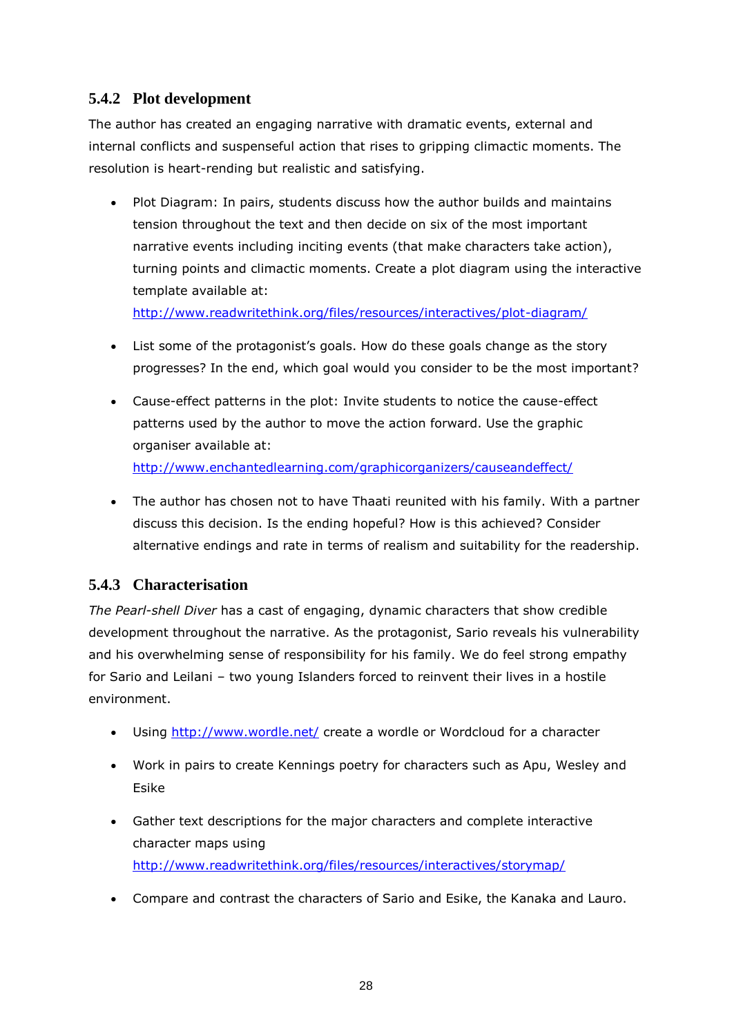### 5.4.2 Plot development

The author has created an engaging narrative with dramatic events, external and internal conflicts and suspenseful action that rises to gripping climactic moments. The resolution is heart-rending but realistic and satisfying.

- Plot Diagram: In pairs, students discuss how the author builds and maintains tension throughout the text and then decide on six of the most important narrative events including inciting events (that make characters take action), turning points and climactic moments. Create a plot diagram using the interactive template available at: [http://www.readwritethink.org/files/resources/interactives/plot-diagram/](http://www.readwritethink.org/files/resources/interactives/plot-diagram/)
- List some of the protagonist's goals. How do these goals change as the story progresses? In the end, which goal would you consider to be the most important?
- Cause-effect patterns in the plot: Invite students to notice the cause-effect patterns used by the author to move the action forward. Use the graphic organiser available at: [http://www.enchantedlearning.com/graphicorganizers/causeandeffect/](http://www.enchantedlearning.com/graphicorganizers/causeandeffect/)
- The author has chosen not to have Thaati reunited with his family. With a partner discuss this decision. Is the ending hopeful? How is this achieved? Consider alternative endings and rate in terms of realism and suitability for the readership.

### 5.4.3 Characterisation

*The Pearl-shell Diver* has a cast of engaging, dynamic characters that show credible development throughout the narrative. As the protagonist, Sario reveals his vulnerability and his overwhelming sense of responsibility for his family. We do feel strong empathy for Sario and Leilani – two young Islanders forced to reinvent their lives in a hostile environment.

- Using [http://www.wordle.net/](http://www.wordle.net/) create a wordle or Wordcloud for a character
- Work in pairs to create Kennings poetry for characters such as Apu, Wesley and Esike
- Gather text descriptions for the major characters and complete interactive character maps using [http://www.readwritethink.org/files/resources/interactives/storymap/](http://www.readwritethink.org/files/resources/interactives/storymap/)
- Compare and contrast the characters of Sario and Esike, the Kanaka and Lauro.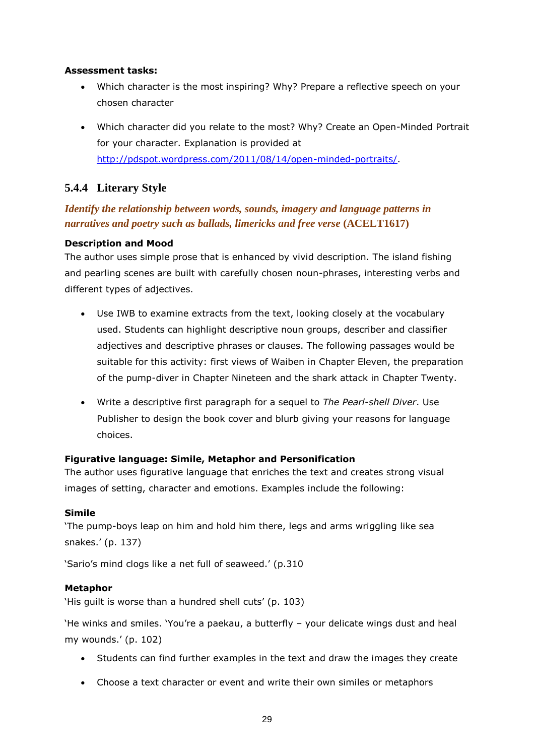**Assessment tasks:**

- Which character is the most inspiring? Why? Prepare a reflective speech on your chosen character
- Which character did you relate to the most? Why? Create an Open-Minded Portrait for your character. Explanation is provided at http://pdspot.wordpress.com/2011/08/14/open-minded-portraits/.

### 5.4.4 Literary Style

***Identify the relationship between words, sounds, imagery and language patterns in narratives and poetry such as ballads, limericks and free verse* (ACELT1617)**

**Description and Mood**

The author uses simple prose that is enhanced by vivid description. The island fishing and pearling scenes are built with carefully chosen noun-phrases, interesting verbs and different types of adjectives.

- Use IWB to examine extracts from the text, looking closely at the vocabulary used. Students can highlight descriptive noun groups, describer and classifier adjectives and descriptive phrases or clauses. The following passages would be suitable for this activity: first views of Waiben in Chapter Eleven, the preparation of the pump-diver in Chapter Nineteen and the shark attack in Chapter Twenty.
- Write a descriptive first paragraph for a sequel to *The Pearl-shell Diver*. Use Publisher to design the book cover and blurb giving your reasons for language choices.

**Figurative language: Simile, Metaphor and Personification**

The author uses figurative language that enriches the text and creates strong visual images of setting, character and emotions. Examples include the following:

**Simile**

'The pump-boys leap on him and hold him there, legs and arms wriggling like sea snakes.' (p. 137)

'Sario's mind clogs like a net full of seaweed.' (p.310

**Metaphor**

'His guilt is worse than a hundred shell cuts' (p. 103)

'He winks and smiles. 'You're a paekau, a butterfly – your delicate wings dust and heal my wounds.' (p. 102)

- Students can find further examples in the text and draw the images they create
- Choose a text character or event and write their own similes or metaphors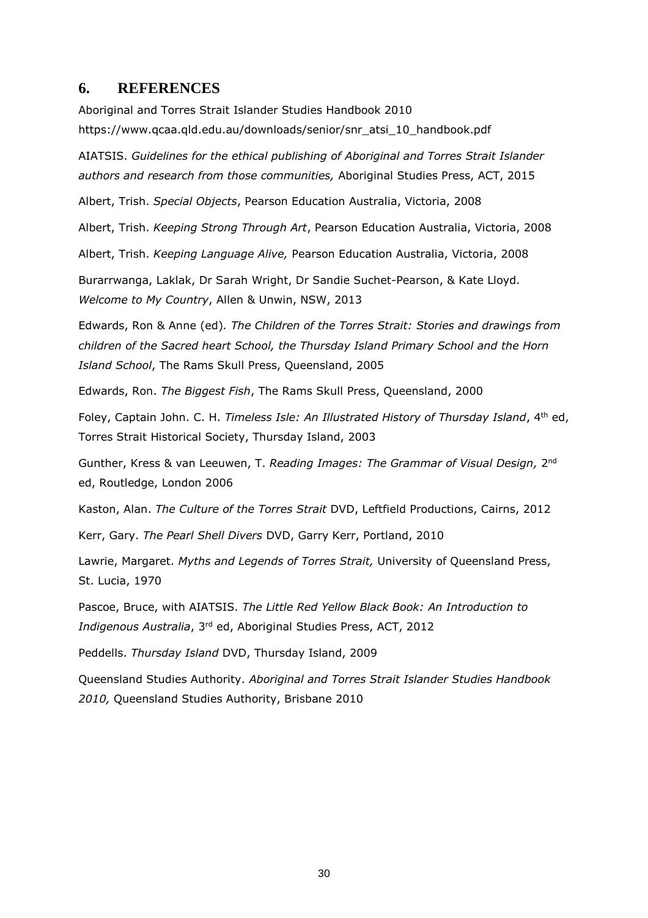## 6. REFERENCES

Aboriginal and Torres Strait Islander Studies Handbook 2010 https://www.qcaa.qld.edu.au/downloads/senior/snr_atsi_10_handbook.pdf

AIATSIS. *Guidelines for the ethical publishing of Aboriginal and Torres Strait Islander authors and research from those communities,* Aboriginal Studies Press, ACT, 2015

Albert, Trish. *Special Objects*, Pearson Education Australia, Victoria, 2008

Albert, Trish. *Keeping Strong Through Art*, Pearson Education Australia, Victoria, 2008

Albert, Trish. *Keeping Language Alive,* Pearson Education Australia, Victoria, 2008

Burarrwanga, Laklak, Dr Sarah Wright, Dr Sandie Suchet-Pearson, & Kate Lloyd. *Welcome to My Country*, Allen & Unwin, NSW, 2013

Edwards, Ron & Anne (ed)*. The Children of the Torres Strait: Stories and drawings from children of the Sacred heart School, the Thursday Island Primary School and the Horn Island School*, The Rams Skull Press, Queensland, 2005

Edwards, Ron. *The Biggest Fish*, The Rams Skull Press, Queensland, 2000

Foley, Captain John. C. H. *Timeless Isle: An Illustrated History of Thursday Island*, 4th ed, Torres Strait Historical Society, Thursday Island, 2003

Gunther, Kress & van Leeuwen, T. *Reading Images: The Grammar of Visual Design,* 2nd ed, Routledge, London 2006

Kaston, Alan. *The Culture of the Torres Strait* DVD, Leftfield Productions, Cairns, 2012

Kerr, Gary. *The Pearl Shell Divers* DVD, Garry Kerr, Portland, 2010

Lawrie, Margaret. *Myths and Legends of Torres Strait,* University of Queensland Press, St. Lucia, 1970

Pascoe, Bruce, with AIATSIS. *The Little Red Yellow Black Book: An Introduction to Indigenous Australia*, 3rd ed, Aboriginal Studies Press, ACT, 2012

Peddells. *Thursday Island* DVD, Thursday Island, 2009

Queensland Studies Authority. *Aboriginal and Torres Strait Islander Studies Handbook 2010,* Queensland Studies Authority, Brisbane 2010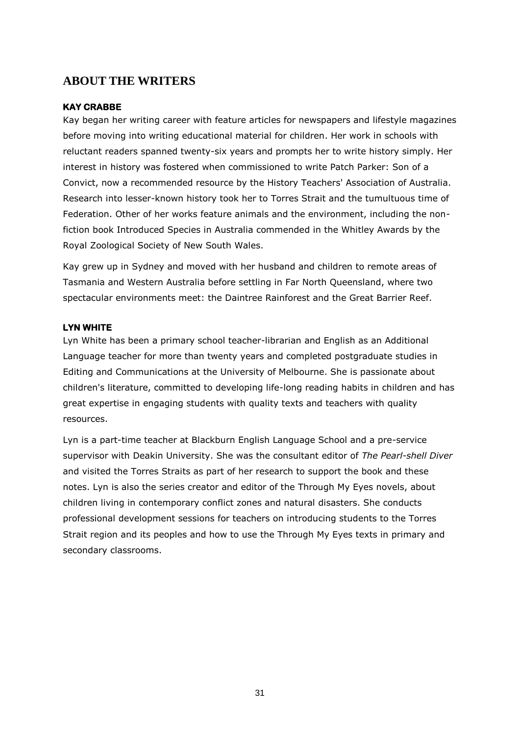## ABOUT THE WRITERS

### KAY CRABBE

Kay began her writing career with feature articles for newspapers and lifestyle magazines before moving into writing educational material for children. Her work in schools with reluctant readers spanned twenty-six years and prompts her to write history simply. Her interest in history was fostered when commissioned to write Patch Parker: Son of a Convict, now a recommended resource by the History Teachers' Association of Australia. Research into lesser-known history took her to Torres Strait and the tumultuous time of Federation. Other of her works feature animals and the environment, including the non-fiction book Introduced Species in Australia commended in the Whitley Awards by the Royal Zoological Society of New South Wales.

Kay grew up in Sydney and moved with her husband and children to remote areas of Tasmania and Western Australia before settling in Far North Queensland, where two spectacular environments meet: the Daintree Rainforest and the Great Barrier Reef.

### LYN WHITE

Lyn White has been a primary school teacher-librarian and English as an Additional Language teacher for more than twenty years and completed postgraduate studies in Editing and Communications at the University of Melbourne. She is passionate about children's literature, committed to developing life-long reading habits in children and has great expertise in engaging students with quality texts and teachers with quality resources.

Lyn is a part-time teacher at Blackburn English Language School and a pre-service supervisor with Deakin University. She was the consultant editor of *The Pearl-shell Diver* and visited the Torres Straits as part of her research to support the book and these notes. Lyn is also the series creator and editor of the Through My Eyes novels, about children living in contemporary conflict zones and natural disasters. She conducts professional development sessions for teachers on introducing students to the Torres Strait region and its peoples and how to use the Through My Eyes texts in primary and secondary classrooms.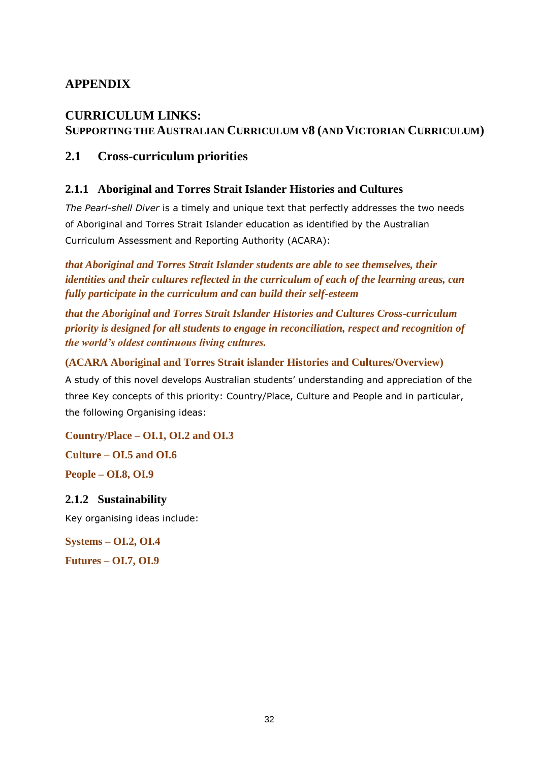# APPENDIX

## CURRICULUM LINKS:
**SUPPORTING THE AUSTRALIAN CURRICULUM V8 (AND VICTORIAN CURRICULUM)**

## 2.1 Cross-curriculum priorities

### 2.1.1 Aboriginal and Torres Strait Islander Histories and Cultures

*The Pearl-shell Diver* is a timely and unique text that perfectly addresses the two needs of Aboriginal and Torres Strait Islander education as identified by the Australian Curriculum Assessment and Reporting Authority (ACARA):

***that Aboriginal and Torres Strait Islander students are able to see themselves, their identities and their cultures reflected in the curriculum of each of the learning areas, can fully participate in the curriculum and can build their self-esteem***

***that the Aboriginal and Torres Strait Islander Histories and Cultures Cross-curriculum priority is designed for all students to engage in reconciliation, respect and recognition of the world's oldest continuous living cultures.***

**(ACARA Aboriginal and Torres Strait islander Histories and Cultures/Overview)**

A study of this novel develops Australian students' understanding and appreciation of the three Key concepts of this priority: Country/Place, Culture and People and in particular, the following Organising ideas:

**Country/Place – OI.1, OI.2 and OI.3**

**Culture – OI.5 and OI.6**

**People – OI.8, OI.9**

### 2.1.2 Sustainability

Key organising ideas include:

**Systems – OI.2, OI.4**

**Futures – OI.7, OI.9**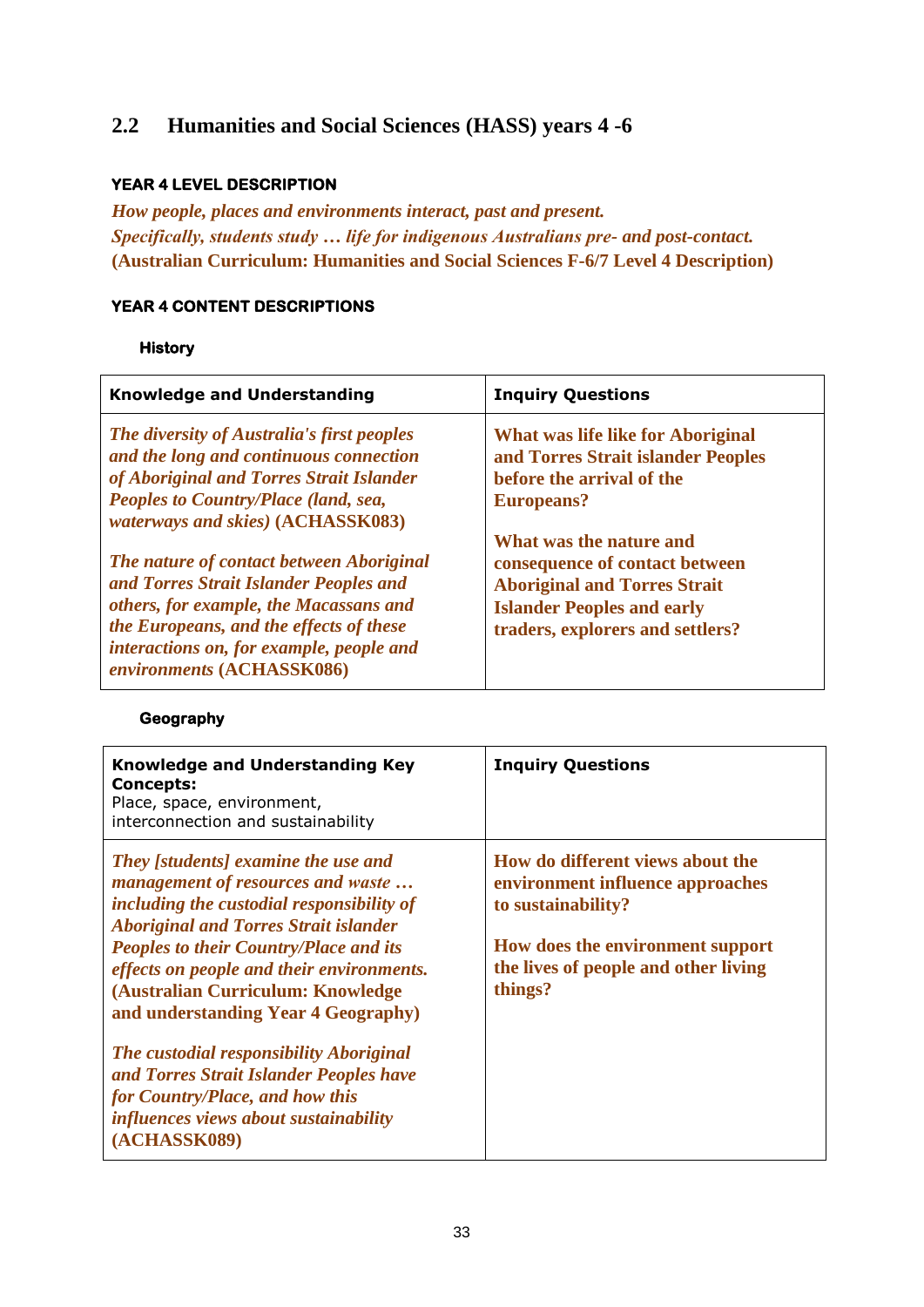## 2.2 Humanities and Social Sciences (HASS) years 4 -6

#### YEAR 4 LEVEL DESCRIPTION

***How people, places and environments interact, past and present.***
***Specifically, students study … life for indigenous Australians pre- and post-contact.***
**(Australian Curriculum: Humanities and Social Sciences F-6/7 Level 4 Description)**

#### YEAR 4 CONTENT DESCRIPTIONS

##### History

| Knowledge and Understanding | Inquiry Questions |
| --- | --- |
| ***The diversity of Australia's first peoples and the long and continuous connection of Aboriginal and Torres Strait Islander Peoples to Country/Place (land, sea, waterways and skies)*** **(ACHASSK083)**<br><br>***The nature of contact between Aboriginal and Torres Strait Islander Peoples and others, for example, the Macassans and the Europeans, and the effects of these interactions on, for example, people and environments*** **(ACHASSK086)** | **What was life like for Aboriginal and Torres Strait islander Peoples before the arrival of the Europeans?**<br><br>**What was the nature and consequence of contact between Aboriginal and Torres Strait Islander Peoples and early traders, explorers and settlers?** |

##### Geography

| **Knowledge and Understanding Key Concepts:**<br>Place, space, environment, interconnection and sustainability | Inquiry Questions |
| --- | --- |
| ***They [students] examine the use and management of resources and waste … including the custodial responsibility of Aboriginal and Torres Strait islander Peoples to their Country/Place and its effects on people and their environments.*** **(Australian Curriculum: Knowledge and understanding Year 4 Geography)**<br><br>***The custodial responsibility Aboriginal and Torres Strait Islander Peoples have for Country/Place, and how this influences views about sustainability*** **(ACHASSK089)** | **How do different views about the environment influence approaches to sustainability?**<br><br>**How does the environment support the lives of people and other living things?** |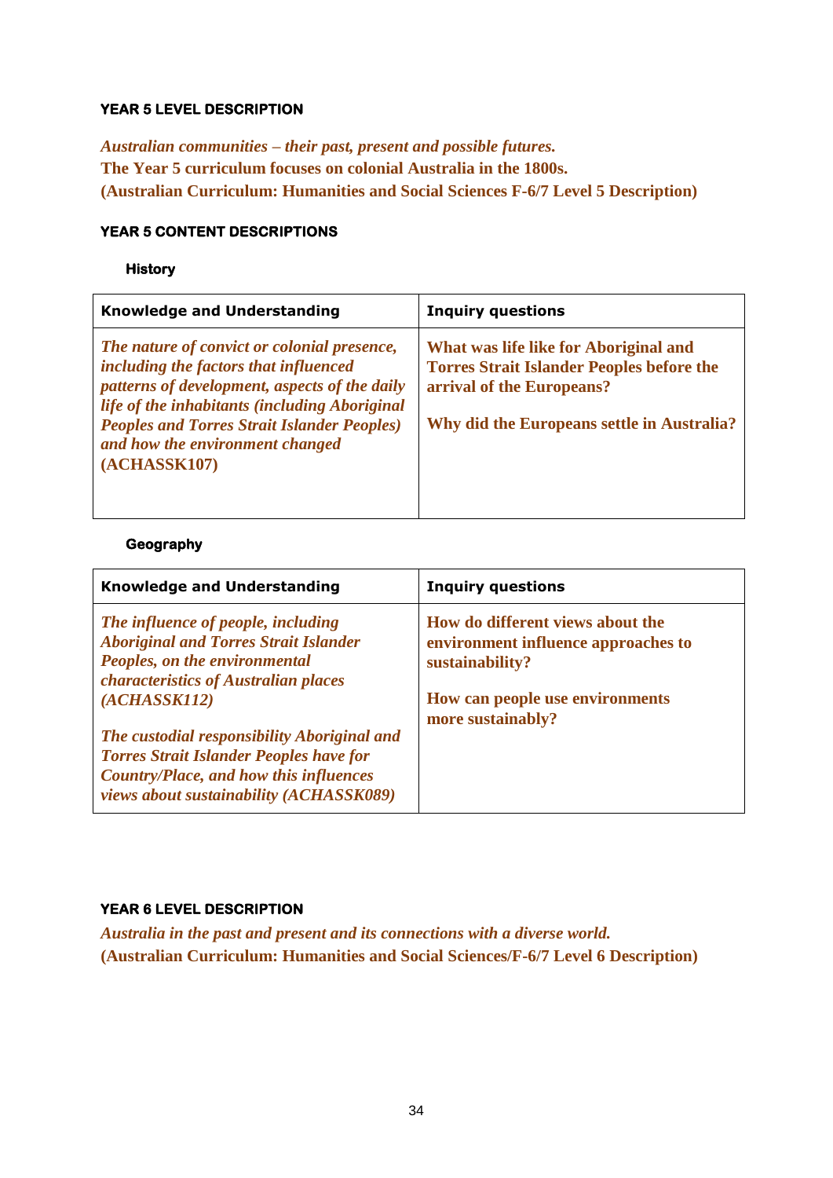#### YEAR 5 LEVEL DESCRIPTION

***Australian communities – their past, present and possible futures.***
**The Year 5 curriculum focuses on colonial Australia in the 1800s.**
**(Australian Curriculum: Humanities and Social Sciences F-6/7 Level 5 Description)**

#### YEAR 5 CONTENT DESCRIPTIONS

##### History

| Knowledge and Understanding | Inquiry questions |
|---|---|
| ***The nature of convict or colonial presence, including the factors that influenced patterns of development, aspects of the daily life of the inhabitants (including Aboriginal Peoples and Torres Strait Islander Peoples) and how the environment changed*** **(ACHASSK107)** | **What was life like for Aboriginal and Torres Strait Islander Peoples before the arrival of the Europeans?**<br><br>**Why did the Europeans settle in Australia?** |

##### Geography

| Knowledge and Understanding | Inquiry questions |
|---|---|
| ***The influence of people, including Aboriginal and Torres Strait Islander Peoples, on the environmental characteristics of Australian places (ACHASSK112)***<br><br>***The custodial responsibility Aboriginal and Torres Strait Islander Peoples have for Country/Place, and how this influences views about sustainability (ACHASSK089)*** | **How do different views about the environment influence approaches to sustainability?**<br><br>**How can people use environments more sustainably?** |

#### YEAR 6 LEVEL DESCRIPTION

***Australia in the past and present and its connections with a diverse world.***
**(Australian Curriculum: Humanities and Social Sciences/F-6/7 Level 6 Description)**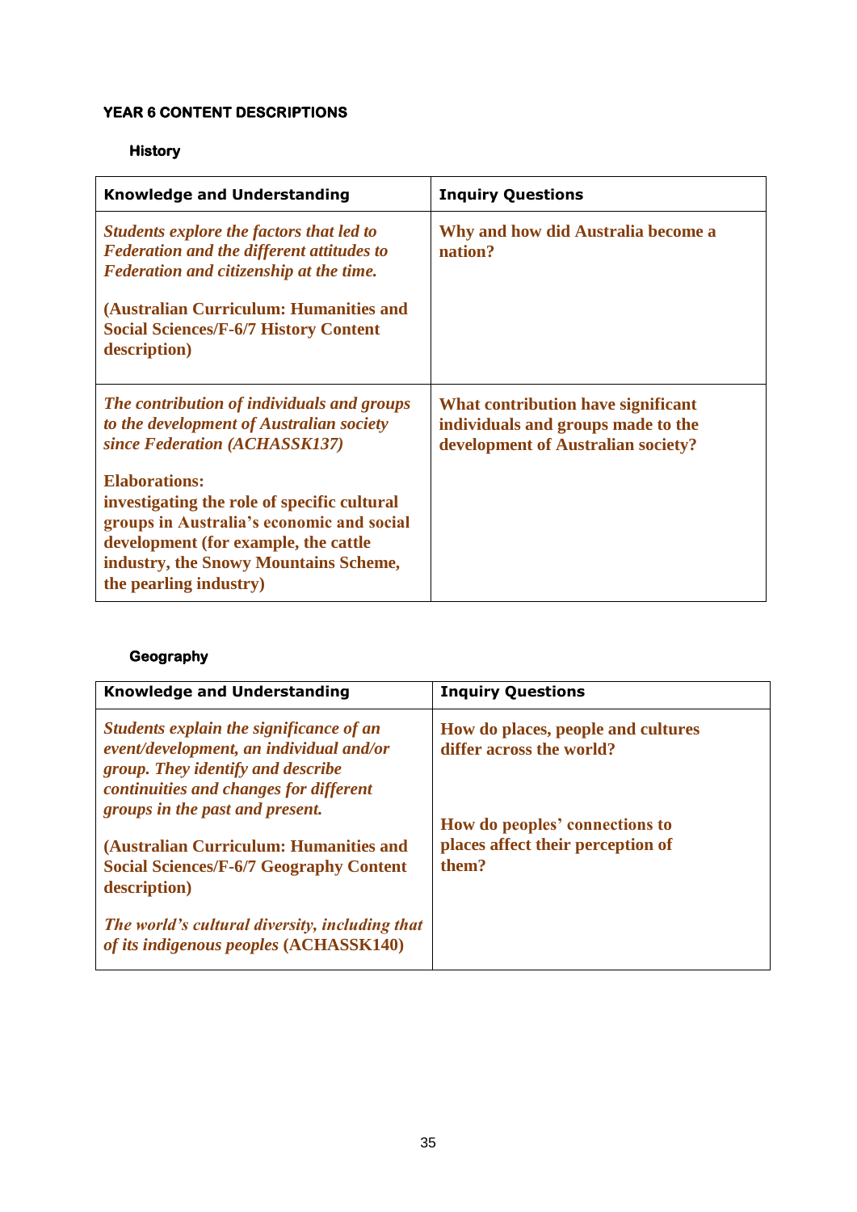# YEAR 6 CONTENT DESCRIPTIONS

## History

| Knowledge and Understanding | Inquiry Questions |
|---|---|
| ***Students explore the factors that led to Federation and the different attitudes to Federation and citizenship at the time.***<br><br>**(Australian Curriculum: Humanities and Social Sciences/F-6/7 History Content description)** | **Why and how did Australia become a nation?** |
| ***The contribution of individuals and groups to the development of Australian society since Federation (ACHASSK137)***<br><br>**Elaborations:**<br>**investigating the role of specific cultural groups in Australia's economic and social development (for example, the cattle industry, the Snowy Mountains Scheme, the pearling industry)** | **What contribution have significant individuals and groups made to the development of Australian society?** |

## Geography

| Knowledge and Understanding | Inquiry Questions |
|---|---|
| ***Students explain the significance of an event/development, an individual and/or group. They identify and describe continuities and changes for different groups in the past and present.***<br><br>**(Australian Curriculum: Humanities and Social Sciences/F-6/7 Geography Content description)**<br><br>***The world's cultural diversity, including that of its indigenous peoples* (ACHASSK140)** | **How do places, people and cultures differ across the world?**<br><br>**How do peoples' connections to places affect their perception of them?** |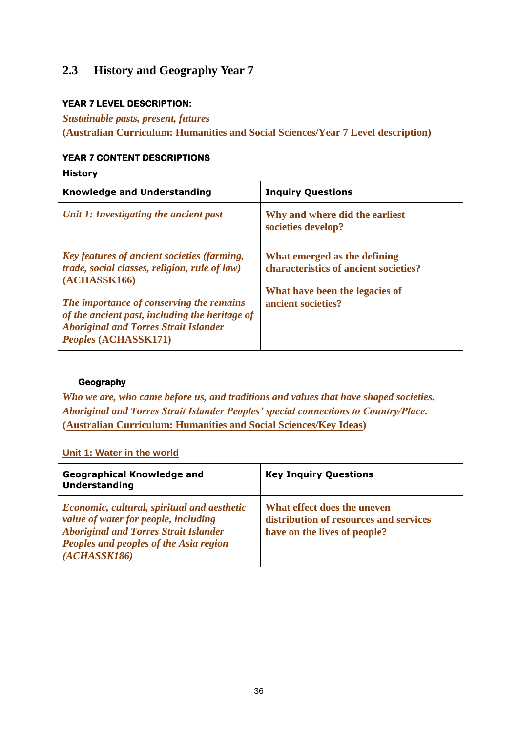## 2.3 History and Geography Year 7

**YEAR 7 LEVEL DESCRIPTION:**

*Sustainable pasts, present, futures*
**(Australian Curriculum: Humanities and Social Sciences/Year 7 Level description)**

**YEAR 7 CONTENT DESCRIPTIONS**

**History**

| Knowledge and Understanding | Inquiry Questions |
|---|---|
| *Unit 1: Investigating the ancient past* | **Why and where did the earliest societies develop?** |
| ***Key features of ancient societies (farming, trade, social classes, religion, rule of law)* (ACHASSK166)**<br><br>***The importance of conserving the remains of the ancient past, including the heritage of Aboriginal and Torres Strait Islander Peoples* (ACHASSK171)** | **What emerged as the defining characteristics of ancient societies?**<br><br>**What have been the legacies of ancient societies?** |

**Geography**

***Who we are, who came before us, and traditions and values that have shaped societies. Aboriginal and Torres Strait Islander Peoples' special connections to Country/Place.***
**(Australian Curriculum: Humanities and Social Sciences/Key Ideas)**

**Unit 1: Water in the world**

| Geographical Knowledge and Understanding | Key Inquiry Questions |
|---|---|
| ***Economic, cultural, spiritual and aesthetic value of water for people, including Aboriginal and Torres Strait Islander Peoples and peoples of the Asia region (ACHASSK186)*** | **What effect does the uneven distribution of resources and services have on the lives of people?** |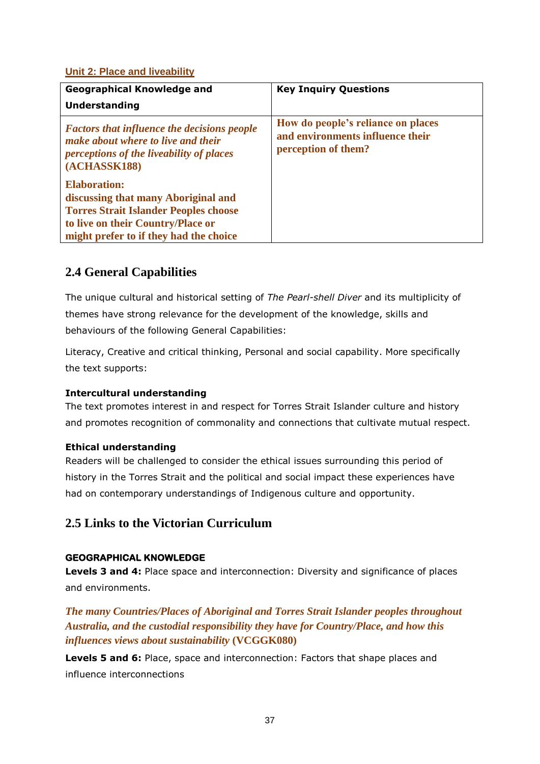**Unit 2: Place and liveability**

| Geographical Knowledge and Understanding | Key Inquiry Questions |
|---|---|
| ***Factors that influence the decisions people make about where to live and their perceptions of the liveability of places* (ACHASSK188)**<br><br>**Elaboration:**<br>**discussing that many Aboriginal and Torres Strait Islander Peoples choose to live on their Country/Place or might prefer to if they had the choice** | **How do people's reliance on places and environments influence their perception of them?** |

## 2.4 General Capabilities

The unique cultural and historical setting of *The Pearl-shell Diver* and its multiplicity of themes have strong relevance for the development of the knowledge, skills and behaviours of the following General Capabilities:

Literacy, Creative and critical thinking, Personal and social capability. More specifically the text supports:

**Intercultural understanding**
The text promotes interest in and respect for Torres Strait Islander culture and history and promotes recognition of commonality and connections that cultivate mutual respect.

**Ethical understanding**
Readers will be challenged to consider the ethical issues surrounding this period of history in the Torres Strait and the political and social impact these experiences have had on contemporary understandings of Indigenous culture and opportunity.

## 2.5 Links to the Victorian Curriculum

**GEOGRAPHICAL KNOWLEDGE**
**Levels 3 and 4:** Place space and interconnection: Diversity and significance of places and environments.

***The many Countries/Places of Aboriginal and Torres Strait Islander peoples throughout Australia, and the custodial responsibility they have for Country/Place, and how this influences views about sustainability* (VCGGK080)**

**Levels 5 and 6:** Place, space and interconnection: Factors that shape places and influence interconnections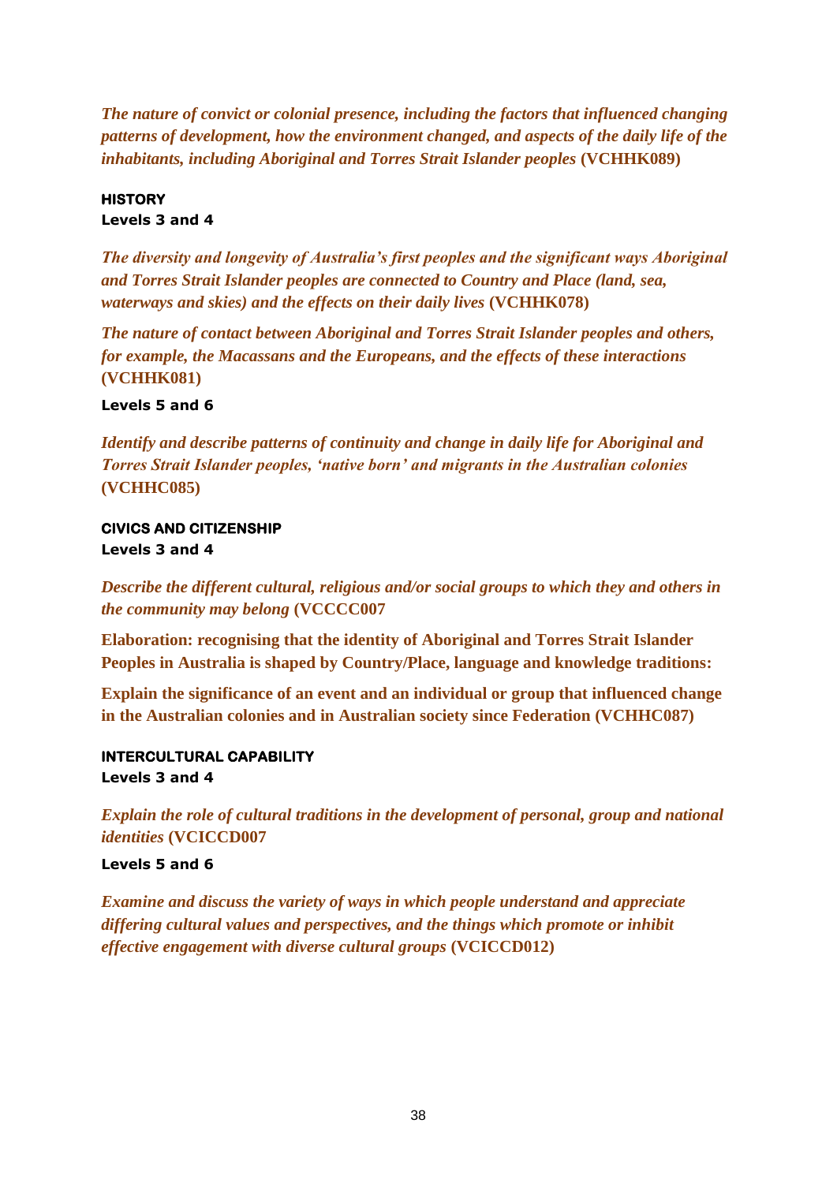*The nature of convict or colonial presence, including the factors that influenced changing patterns of development, how the environment changed, and aspects of the daily life of the inhabitants, including Aboriginal and Torres Strait Islander peoples* **(VCHHK089)**

**HISTORY**

**Levels 3 and 4**

*The diversity and longevity of Australia's first peoples and the significant ways Aboriginal and Torres Strait Islander peoples are connected to Country and Place (land, sea, waterways and skies) and the effects on their daily lives* **(VCHHK078)**

*The nature of contact between Aboriginal and Torres Strait Islander peoples and others, for example, the Macassans and the Europeans, and the effects of these interactions* **(VCHHK081)**

**Levels 5 and 6**

*Identify and describe patterns of continuity and change in daily life for Aboriginal and Torres Strait Islander peoples, 'native born' and migrants in the Australian colonies* **(VCHHC085)**

**CIVICS AND CITIZENSHIP**

**Levels 3 and 4**

*Describe the different cultural, religious and/or social groups to which they and others in the community may belong* **(VCCCC007**

**Elaboration: recognising that the identity of Aboriginal and Torres Strait Islander Peoples in Australia is shaped by Country/Place, language and knowledge traditions:**

**Explain the significance of an event and an individual or group that influenced change in the Australian colonies and in Australian society since Federation (VCHHC087)**

**INTERCULTURAL CAPABILITY**

**Levels 3 and 4**

*Explain the role of cultural traditions in the development of personal, group and national identities* **(VCICCD007**

**Levels 5 and 6**

*Examine and discuss the variety of ways in which people understand and appreciate differing cultural values and perspectives, and the things which promote or inhibit effective engagement with diverse cultural groups* **(VCICCD012)**